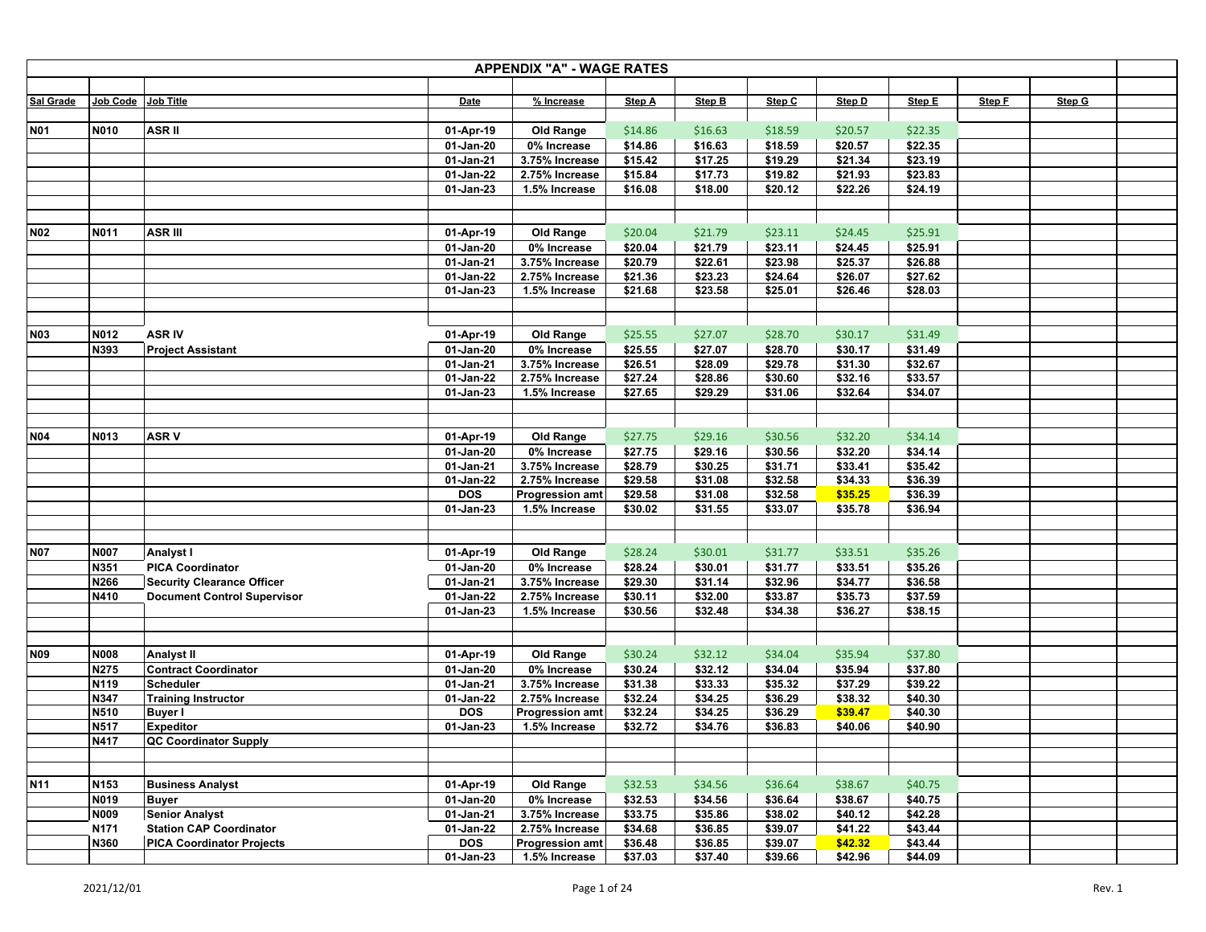# APPENDIX "A" - WAGE RATES

| Sal Grade | Job Code | Job Title | Date | % Increase | Step A | Step B | Step C | Step D | Step E | Step F | Step G |
|---|---|---|---|---|---|---|---|---|---|---|---|
| N01 | N010 | ASR II | 01-Apr-19 | Old Range | $14.86 | $16.63 | $18.59 | $20.57 | $22.35 | | |
| | | | 01-Jan-20 | 0% Increase | $14.86 | $16.63 | $18.59 | $20.57 | $22.35 | | |
| | | | 01-Jan-21 | 3.75% Increase | $15.42 | $17.25 | $19.29 | $21.34 | $23.19 | | |
| | | | 01-Jan-22 | 2.75% Increase | $15.84 | $17.73 | $19.82 | $21.93 | $23.83 | | |
| | | | 01-Jan-23 | 1.5% Increase | $16.08 | $18.00 | $20.12 | $22.26 | $24.19 | | |
| N02 | N011 | ASR III | 01-Apr-19 | Old Range | $20.04 | $21.79 | $23.11 | $24.45 | $25.91 | | |
| | | | 01-Jan-20 | 0% Increase | $20.04 | $21.79 | $23.11 | $24.45 | $25.91 | | |
| | | | 01-Jan-21 | 3.75% Increase | $20.79 | $22.61 | $23.98 | $25.37 | $26.88 | | |
| | | | 01-Jan-22 | 2.75% Increase | $21.36 | $23.23 | $24.64 | $26.07 | $27.62 | | |
| | | | 01-Jan-23 | 1.5% Increase | $21.68 | $23.58 | $25.01 | $26.46 | $28.03 | | |
| N03 | N012 | ASR IV | 01-Apr-19 | Old Range | $25.55 | $27.07 | $28.70 | $30.17 | $31.49 | | |
| | N393 | Project Assistant | 01-Jan-20 | 0% Increase | $25.55 | $27.07 | $28.70 | $30.17 | $31.49 | | |
| | | | 01-Jan-21 | 3.75% Increase | $26.51 | $28.09 | $29.78 | $31.30 | $32.67 | | |
| | | | 01-Jan-22 | 2.75% Increase | $27.24 | $28.86 | $30.60 | $32.16 | $33.57 | | |
| | | | 01-Jan-23 | 1.5% Increase | $27.65 | $29.29 | $31.06 | $32.64 | $34.07 | | |
| N04 | N013 | ASR V | 01-Apr-19 | Old Range | $27.75 | $29.16 | $30.56 | $32.20 | $34.14 | | |
| | | | 01-Jan-20 | 0% Increase | $27.75 | $29.16 | $30.56 | $32.20 | $34.14 | | |
| | | | 01-Jan-21 | 3.75% Increase | $28.79 | $30.25 | $31.71 | $33.41 | $35.42 | | |
| | | | 01-Jan-22 | 2.75% Increase | $29.58 | $31.08 | $32.58 | $34.33 | $36.39 | | |
| | | | DOS | Progression amt | $29.58 | $31.08 | $32.58 | $35.25 | $36.39 | | |
| | | | 01-Jan-23 | 1.5% Increase | $30.02 | $31.55 | $33.07 | $35.78 | $36.94 | | |
| N07 | N007 | Analyst I | 01-Apr-19 | Old Range | $28.24 | $30.01 | $31.77 | $33.51 | $35.26 | | |
| | N351 | PICA Coordinator | 01-Jan-20 | 0% Increase | $28.24 | $30.01 | $31.77 | $33.51 | $35.26 | | |
| | N266 | Security Clearance Officer | 01-Jan-21 | 3.75% Increase | $29.30 | $31.14 | $32.96 | $34.77 | $36.58 | | |
| | N410 | Document Control Supervisor | 01-Jan-22 | 2.75% Increase | $30.11 | $32.00 | $33.87 | $35.73 | $37.59 | | |
| | | | 01-Jan-23 | 1.5% Increase | $30.56 | $32.48 | $34.38 | $36.27 | $38.15 | | |
| N09 | N008 | Analyst II | 01-Apr-19 | Old Range | $30.24 | $32.12 | $34.04 | $35.94 | $37.80 | | |
| | N275 | Contract Coordinator | 01-Jan-20 | 0% Increase | $30.24 | $32.12 | $34.04 | $35.94 | $37.80 | | |
| | N119 | Scheduler | 01-Jan-21 | 3.75% Increase | $31.38 | $33.33 | $35.32 | $37.29 | $39.22 | | |
| | N347 | Training Instructor | 01-Jan-22 | 2.75% Increase | $32.24 | $34.25 | $36.29 | $38.32 | $40.30 | | |
| | N510 | Buyer I | DOS | Progression amt | $32.24 | $34.25 | $36.29 | $39.47 | $40.30 | | |
| | N517 | Expeditor | 01-Jan-23 | 1.5% Increase | $32.72 | $34.76 | $36.83 | $40.06 | $40.90 | | |
| | N417 | QC Coordinator Supply | | | | | | | | | |
| N11 | N153 | Business Analyst | 01-Apr-19 | Old Range | $32.53 | $34.56 | $36.64 | $38.67 | $40.75 | | |
| | N019 | Buyer | 01-Jan-20 | 0% Increase | $32.53 | $34.56 | $36.64 | $38.67 | $40.75 | | |
| | N009 | Senior Analyst | 01-Jan-21 | 3.75% Increase | $33.75 | $35.86 | $38.02 | $40.12 | $42.28 | | |
| | N171 | Station CAP Coordinator | 01-Jan-22 | 2.75% Increase | $34.68 | $36.85 | $39.07 | $41.22 | $43.44 | | |
| | N360 | PICA Coordinator Projects | DOS | Progression amt | $36.48 | $36.85 | $39.07 | $42.32 | $43.44 | | |
| | | | 01-Jan-23 | 1.5% Increase | $37.03 | $37.40 | $39.66 | $42.96 | $44.09 | | |

2021/12/01

Rev. 1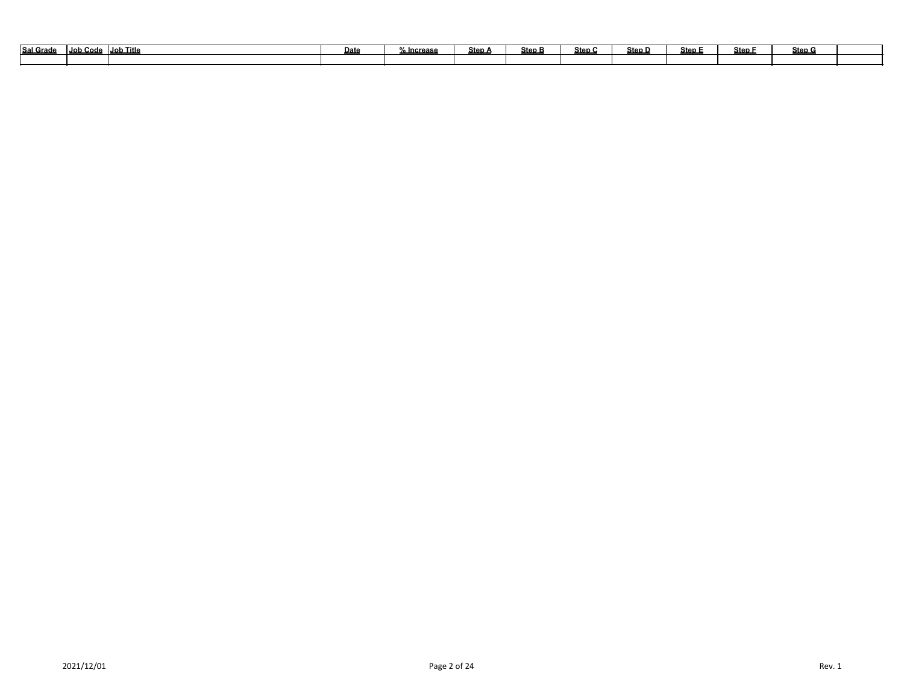| Sal Grade | Job Code | Job Title | Date | % Increase | Step A | Step B | Step C | Step D | Step E | Step F | Step G | |
|---|---|---|---|---|---|---|---|---|---|---|---|---|
| | | | | | | | | | | | | |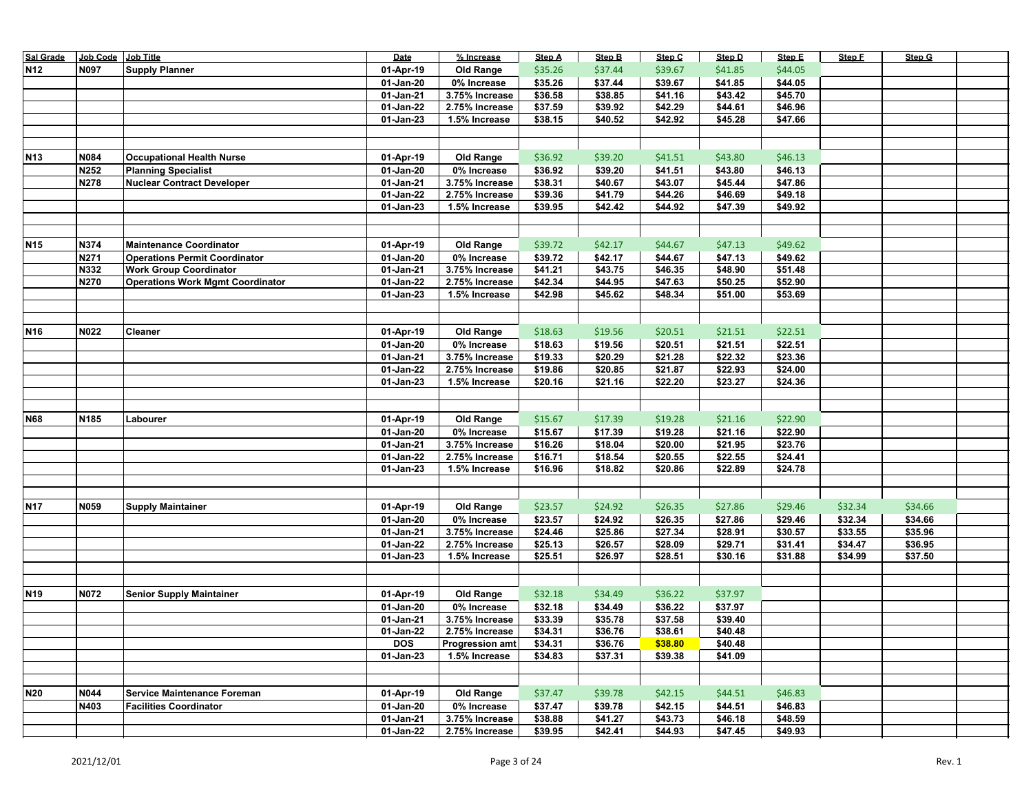| Sal Grade | Job Code | Job Title | Date | % Increase | Step A | Step B | Step C | Step D | Step E | Step F | Step G | |
|---|---|---|---|---|---|---|---|---|---|---|---|---|
| N12 | N097 | Supply Planner | 01-Apr-19 | Old Range | $35.26 | $37.44 | $39.67 | $41.85 | $44.05 | | | |
| | | | 01-Jan-20 | 0% Increase | $35.26 | $37.44 | $39.67 | $41.85 | $44.05 | | | |
| | | | 01-Jan-21 | 3.75% Increase | $36.58 | $38.85 | $41.16 | $43.42 | $45.70 | | | |
| | | | 01-Jan-22 | 2.75% Increase | $37.59 | $39.92 | $42.29 | $44.61 | $46.96 | | | |
| | | | 01-Jan-23 | 1.5% Increase | $38.15 | $40.52 | $42.92 | $45.28 | $47.66 | | | |
| | | | | | | | | | | | | |
| | | | | | | | | | | | | |
| N13 | N084 | Occupational Health Nurse | 01-Apr-19 | Old Range | $36.92 | $39.20 | $41.51 | $43.80 | $46.13 | | | |
| | N252 | Planning Specialist | 01-Jan-20 | 0% Increase | $36.92 | $39.20 | $41.51 | $43.80 | $46.13 | | | |
| | N278 | Nuclear Contract Developer | 01-Jan-21 | 3.75% Increase | $38.31 | $40.67 | $43.07 | $45.44 | $47.86 | | | |
| | | | 01-Jan-22 | 2.75% Increase | $39.36 | $41.79 | $44.26 | $46.69 | $49.18 | | | |
| | | | 01-Jan-23 | 1.5% Increase | $39.95 | $42.42 | $44.92 | $47.39 | $49.92 | | | |
| | | | | | | | | | | | | |
| | | | | | | | | | | | | |
| N15 | N374 | Maintenance Coordinator | 01-Apr-19 | Old Range | $39.72 | $42.17 | $44.67 | $47.13 | $49.62 | | | |
| | N271 | Operations Permit Coordinator | 01-Jan-20 | 0% Increase | $39.72 | $42.17 | $44.67 | $47.13 | $49.62 | | | |
| | N332 | Work Group Coordinator | 01-Jan-21 | 3.75% Increase | $41.21 | $43.75 | $46.35 | $48.90 | $51.48 | | | |
| | N270 | Operations Work Mgmt Coordinator | 01-Jan-22 | 2.75% Increase | $42.34 | $44.95 | $47.63 | $50.25 | $52.90 | | | |
| | | | 01-Jan-23 | 1.5% Increase | $42.98 | $45.62 | $48.34 | $51.00 | $53.69 | | | |
| | | | | | | | | | | | | |
| | | | | | | | | | | | | |
| N16 | N022 | Cleaner | 01-Apr-19 | Old Range | $18.63 | $19.56 | $20.51 | $21.51 | $22.51 | | | |
| | | | 01-Jan-20 | 0% Increase | $18.63 | $19.56 | $20.51 | $21.51 | $22.51 | | | |
| | | | 01-Jan-21 | 3.75% Increase | $19.33 | $20.29 | $21.28 | $22.32 | $23.36 | | | |
| | | | 01-Jan-22 | 2.75% Increase | $19.86 | $20.85 | $21.87 | $22.93 | $24.00 | | | |
| | | | 01-Jan-23 | 1.5% Increase | $20.16 | $21.16 | $22.20 | $23.27 | $24.36 | | | |
| | | | | | | | | | | | | |
| | | | | | | | | | | | | |
| N68 | N185 | Labourer | 01-Apr-19 | Old Range | $15.67 | $17.39 | $19.28 | $21.16 | $22.90 | | | |
| | | | 01-Jan-20 | 0% Increase | $15.67 | $17.39 | $19.28 | $21.16 | $22.90 | | | |
| | | | 01-Jan-21 | 3.75% Increase | $16.26 | $18.04 | $20.00 | $21.95 | $23.76 | | | |
| | | | 01-Jan-22 | 2.75% Increase | $16.71 | $18.54 | $20.55 | $22.55 | $24.41 | | | |
| | | | 01-Jan-23 | 1.5% Increase | $16.96 | $18.82 | $20.86 | $22.89 | $24.78 | | | |
| | | | | | | | | | | | | |
| | | | | | | | | | | | | |
| N17 | N059 | Supply Maintainer | 01-Apr-19 | Old Range | $23.57 | $24.92 | $26.35 | $27.86 | $29.46 | $32.34 | $34.66 | |
| | | | 01-Jan-20 | 0% Increase | $23.57 | $24.92 | $26.35 | $27.86 | $29.46 | $32.34 | $34.66 | |
| | | | 01-Jan-21 | 3.75% Increase | $24.46 | $25.86 | $27.34 | $28.91 | $30.57 | $33.55 | $35.96 | |
| | | | 01-Jan-22 | 2.75% Increase | $25.13 | $26.57 | $28.09 | $29.71 | $31.41 | $34.47 | $36.95 | |
| | | | 01-Jan-23 | 1.5% Increase | $25.51 | $26.97 | $28.51 | $30.16 | $31.88 | $34.99 | $37.50 | |
| | | | | | | | | | | | | |
| | | | | | | | | | | | | |
| N19 | N072 | Senior Supply Maintainer | 01-Apr-19 | Old Range | $32.18 | $34.49 | $36.22 | $37.97 | | | | |
| | | | 01-Jan-20 | 0% Increase | $32.18 | $34.49 | $36.22 | $37.97 | | | | |
| | | | 01-Jan-21 | 3.75% Increase | $33.39 | $35.78 | $37.58 | $39.40 | | | | |
| | | | 01-Jan-22 | 2.75% Increase | $34.31 | $36.76 | $38.61 | $40.48 | | | | |
| | | | DOS | Progression amt | $34.31 | $36.76 | $38.80 | $40.48 | | | | |
| | | | 01-Jan-23 | 1.5% Increase | $34.83 | $37.31 | $39.38 | $41.09 | | | | |
| | | | | | | | | | | | | |
| | | | | | | | | | | | | |
| N20 | N044 | Service Maintenance Foreman | 01-Apr-19 | Old Range | $37.47 | $39.78 | $42.15 | $44.51 | $46.83 | | | |
| | N403 | Facilities Coordinator | 01-Jan-20 | 0% Increase | $37.47 | $39.78 | $42.15 | $44.51 | $46.83 | | | |
| | | | 01-Jan-21 | 3.75% Increase | $38.88 | $41.27 | $43.73 | $46.18 | $48.59 | | | |
| | | | 01-Jan-22 | 2.75% Increase | $39.95 | $42.41 | $44.93 | $47.45 | $49.93 | | | |

2021/12/01

Rev. 1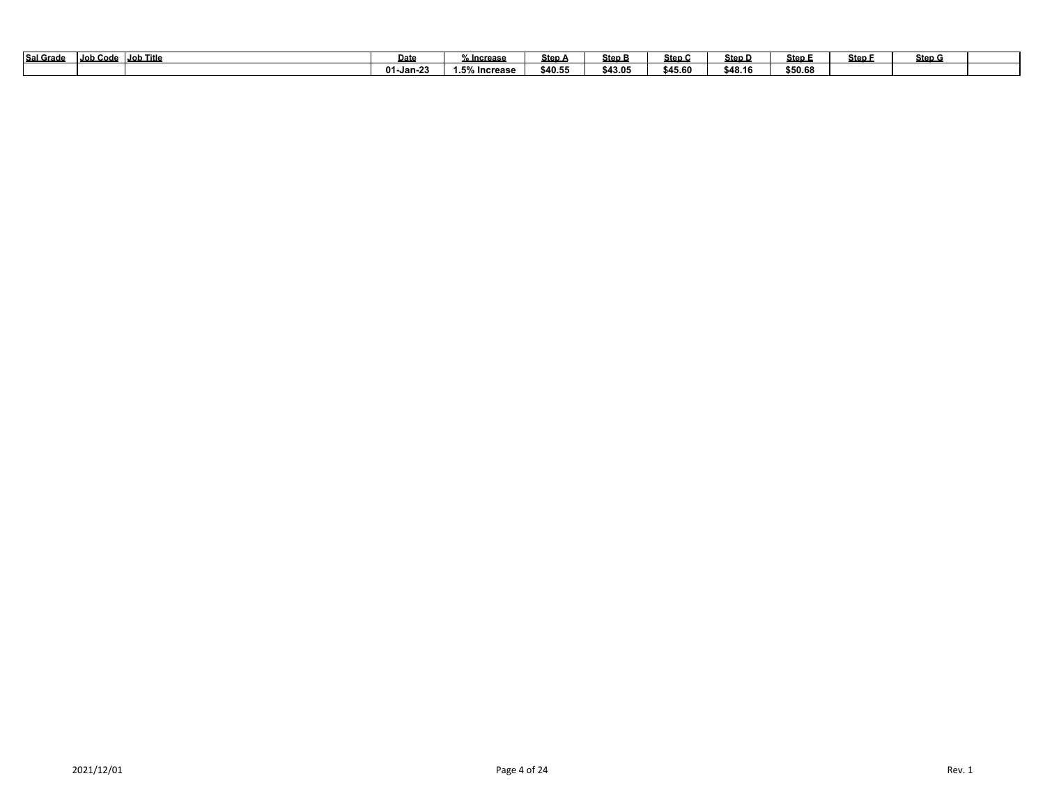| Sal Grade | Job Code | Job Title | Date | % Increase | Step A | Step B | Step C | Step D | Step E | Step F | Step G | |
|---|---|---|---|---|---|---|---|---|---|---|---|---|
| | | | 01-Jan-23 | 1.5% Increase | $40.55 | $43.05 | $45.60 | $48.16 | $50.68 | | | |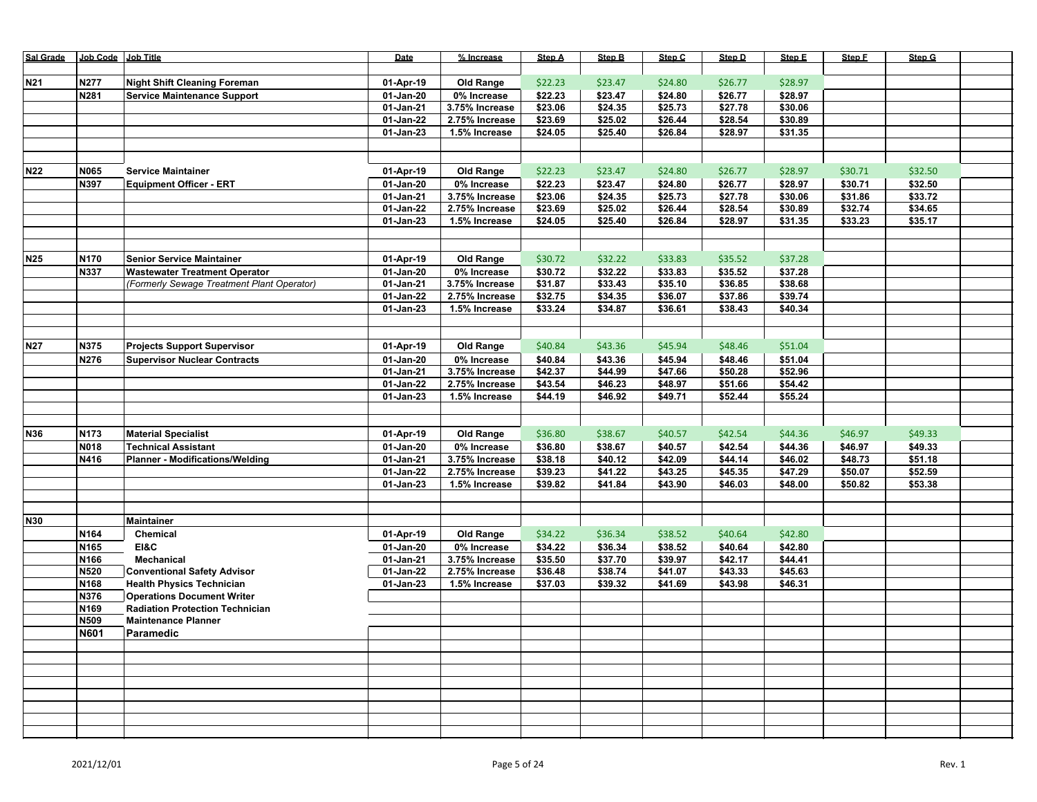| Sal Grade | Job Code | Job Title | Date | % Increase | Step A | Step B | Step C | Step D | Step E | Step F | Step G |
|---|---|---|---|---|---|---|---|---|---|---|---|
| N21 | N277 | **Night Shift Cleaning Foreman** | 01-Apr-19 | Old Range | $22.23 | $23.47 | $24.80 | $26.77 | $28.97 | | |
| | N281 | **Service Maintenance Support** | 01-Jan-20 | 0% Increase | $22.23 | $23.47 | $24.80 | $26.77 | $28.97 | | |
| | | | 01-Jan-21 | 3.75% Increase | $23.06 | $24.35 | $25.73 | $27.78 | $30.06 | | |
| | | | 01-Jan-22 | 2.75% Increase | $23.69 | $25.02 | $26.44 | $28.54 | $30.89 | | |
| | | | 01-Jan-23 | 1.5% Increase | $24.05 | $25.40 | $26.84 | $28.97 | $31.35 | | |
| N22 | N065 | **Service Maintainer** | 01-Apr-19 | Old Range | $22.23 | $23.47 | $24.80 | $26.77 | $28.97 | $30.71 | $32.50 |
| | N397 | **Equipment Officer - ERT** | 01-Jan-20 | 0% Increase | $22.23 | $23.47 | $24.80 | $26.77 | $28.97 | $30.71 | $32.50 |
| | | | 01-Jan-21 | 3.75% Increase | $23.06 | $24.35 | $25.73 | $27.78 | $30.06 | $31.86 | $33.72 |
| | | | 01-Jan-22 | 2.75% Increase | $23.69 | $25.02 | $26.44 | $28.54 | $30.89 | $32.74 | $34.65 |
| | | | 01-Jan-23 | 1.5% Increase | $24.05 | $25.40 | $26.84 | $28.97 | $31.35 | $33.23 | $35.17 |
| N25 | N170 | **Senior Service Maintainer** | 01-Apr-19 | Old Range | $30.72 | $32.22 | $33.83 | $35.52 | $37.28 | | |
| | N337 | **Wastewater Treatment Operator** | 01-Jan-20 | 0% Increase | $30.72 | $32.22 | $33.83 | $35.52 | $37.28 | | |
| | | *(Formerly Sewage Treatment Plant Operator)* | 01-Jan-21 | 3.75% Increase | $31.87 | $33.43 | $35.10 | $36.85 | $38.68 | | |
| | | | 01-Jan-22 | 2.75% Increase | $32.75 | $34.35 | $36.07 | $37.86 | $39.74 | | |
| | | | 01-Jan-23 | 1.5% Increase | $33.24 | $34.87 | $36.61 | $38.43 | $40.34 | | |
| N27 | N375 | **Projects Support Supervisor** | 01-Apr-19 | Old Range | $40.84 | $43.36 | $45.94 | $48.46 | $51.04 | | |
| | N276 | **Supervisor Nuclear Contracts** | 01-Jan-20 | 0% Increase | $40.84 | $43.36 | $45.94 | $48.46 | $51.04 | | |
| | | | 01-Jan-21 | 3.75% Increase | $42.37 | $44.99 | $47.66 | $50.28 | $52.96 | | |
| | | | 01-Jan-22 | 2.75% Increase | $43.54 | $46.23 | $48.97 | $51.66 | $54.42 | | |
| | | | 01-Jan-23 | 1.5% Increase | $44.19 | $46.92 | $49.71 | $52.44 | $55.24 | | |
| N36 | N173 | **Material Specialist** | 01-Apr-19 | Old Range | $36.80 | $38.67 | $40.57 | $42.54 | $44.36 | $46.97 | $49.33 |
| | N018 | **Technical Assistant** | 01-Jan-20 | 0% Increase | $36.80 | $38.67 | $40.57 | $42.54 | $44.36 | $46.97 | $49.33 |
| | N416 | **Planner - Modifications/Welding** | 01-Jan-21 | 3.75% Increase | $38.18 | $40.12 | $42.09 | $44.14 | $46.02 | $48.73 | $51.18 |
| | | | 01-Jan-22 | 2.75% Increase | $39.23 | $41.22 | $43.25 | $45.35 | $47.29 | $50.07 | $52.59 |
| | | | 01-Jan-23 | 1.5% Increase | $39.82 | $41.84 | $43.90 | $46.03 | $48.00 | $50.82 | $53.38 |
| N30 | | **Maintainer** | | | | | | | | | |
| | N164 | **Chemical** | 01-Apr-19 | Old Range | $34.22 | $36.34 | $38.52 | $40.64 | $42.80 | | |
| | N165 | **EI&C** | 01-Jan-20 | 0% Increase | $34.22 | $36.34 | $38.52 | $40.64 | $42.80 | | |
| | N166 | **Mechanical** | 01-Jan-21 | 3.75% Increase | $35.50 | $37.70 | $39.97 | $42.17 | $44.41 | | |
| | N520 | **Conventional Safety Advisor** | 01-Jan-22 | 2.75% Increase | $36.48 | $38.74 | $41.07 | $43.33 | $45.63 | | |
| | N168 | **Health Physics Technician** | 01-Jan-23 | 1.5% Increase | $37.03 | $39.32 | $41.69 | $43.98 | $46.31 | | |
| | N376 | **Operations Document Writer** | | | | | | | | | |
| | N169 | **Radiation Protection Technician** | | | | | | | | | |
| | N509 | **Maintenance Planner** | | | | | | | | | |
| | N601 | **Paramedic** | | | | | | | | | |

2021/12/01

Rev. 1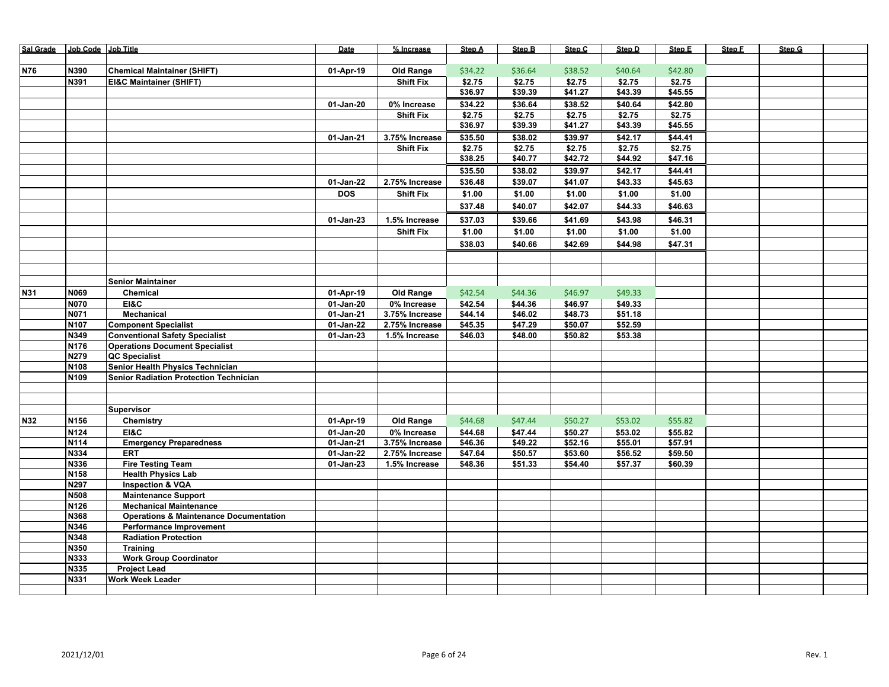| Sal Grade | Job Code | Job Title | Date | % Increase | Step A | Step B | Step C | Step D | Step E | Step F | Step G | |
|---|---|---|---|---|---|---|---|---|---|---|---|---|
| | | | | | | | | | | | | |
| N76 | N390 | Chemical Maintainer (SHIFT) | 01-Apr-19 | Old Range | $34.22 | $36.64 | $38.52 | $40.64 | $42.80 | | | |
| | N391 | EI&C Maintainer (SHIFT) | | Shift Fix | $2.75 | $2.75 | $2.75 | $2.75 | $2.75 | | | |
| | | | | | $36.97 | $39.39 | $41.27 | $43.39 | $45.55 | | | |
| | | | 01-Jan-20 | 0% Increase | $34.22 | $36.64 | $38.52 | $40.64 | $42.80 | | | |
| | | | | Shift Fix | $2.75 | $2.75 | $2.75 | $2.75 | $2.75 | | | |
| | | | | | $36.97 | $39.39 | $41.27 | $43.39 | $45.55 | | | |
| | | | 01-Jan-21 | 3.75% Increase | $35.50 | $38.02 | $39.97 | $42.17 | $44.41 | | | |
| | | | | Shift Fix | $2.75 | $2.75 | $2.75 | $2.75 | $2.75 | | | |
| | | | | | $38.25 | $40.77 | $42.72 | $44.92 | $47.16 | | | |
| | | | | | $35.50 | $38.02 | $39.97 | $42.17 | $44.41 | | | |
| | | | 01-Jan-22 | 2.75% Increase | $36.48 | $39.07 | $41.07 | $43.33 | $45.63 | | | |
| | | | DOS | Shift Fix | $1.00 | $1.00 | $1.00 | $1.00 | $1.00 | | | |
| | | | | | $37.48 | $40.07 | $42.07 | $44.33 | $46.63 | | | |
| | | | 01-Jan-23 | 1.5% Increase | $37.03 | $39.66 | $41.69 | $43.98 | $46.31 | | | |
| | | | | Shift Fix | $1.00 | $1.00 | $1.00 | $1.00 | $1.00 | | | |
| | | | | | $38.03 | $40.66 | $42.69 | $44.98 | $47.31 | | | |
| | | | | | | | | | | | | |
| | | | | | | | | | | | | |
| | | Senior Maintainer | | | | | | | | | | |
| N31 | N069 | Chemical | 01-Apr-19 | Old Range | $42.54 | $44.36 | $46.97 | $49.33 | | | | |
| | N070 | EI&C | 01-Jan-20 | 0% Increase | $42.54 | $44.36 | $46.97 | $49.33 | | | | |
| | N071 | Mechanical | 01-Jan-21 | 3.75% Increase | $44.14 | $46.02 | $48.73 | $51.18 | | | | |
| | N107 | Component Specialist | 01-Jan-22 | 2.75% Increase | $45.35 | $47.29 | $50.07 | $52.59 | | | | |
| | N349 | Conventional Safety Specialist | 01-Jan-23 | 1.5% Increase | $46.03 | $48.00 | $50.82 | $53.38 | | | | |
| | N176 | Operations Document Specialist | | | | | | | | | | |
| | N279 | QC Specialist | | | | | | | | | | |
| | N108 | Senior Health Physics Technician | | | | | | | | | | |
| | N109 | Senior Radiation Protection Technician | | | | | | | | | | |
| | | | | | | | | | | | | |
| | | | | | | | | | | | | |
| | | Supervisor | | | | | | | | | | |
| N32 | N156 | Chemistry | 01-Apr-19 | Old Range | $44.68 | $47.44 | $50.27 | $53.02 | $55.82 | | | |
| | N124 | EI&C | 01-Jan-20 | 0% Increase | $44.68 | $47.44 | $50.27 | $53.02 | $55.82 | | | |
| | N114 | Emergency Preparedness | 01-Jan-21 | 3.75% Increase | $46.36 | $49.22 | $52.16 | $55.01 | $57.91 | | | |
| | N334 | ERT | 01-Jan-22 | 2.75% Increase | $47.64 | $50.57 | $53.60 | $56.52 | $59.50 | | | |
| | N336 | Fire Testing Team | 01-Jan-23 | 1.5% Increase | $48.36 | $51.33 | $54.40 | $57.37 | $60.39 | | | |
| | N158 | Health Physics Lab | | | | | | | | | | |
| | N297 | Inspection & VQA | | | | | | | | | | |
| | N508 | Maintenance Support | | | | | | | | | | |
| | N126 | Mechanical Maintenance | | | | | | | | | | |
| | N368 | Operations & Maintenance Documentation | | | | | | | | | | |
| | N346 | Performance Improvement | | | | | | | | | | |
| | N348 | Radiation Protection | | | | | | | | | | |
| | N350 | Training | | | | | | | | | | |
| | N333 | Work Group Coordinator | | | | | | | | | | |
| | N335 | Project Lead | | | | | | | | | | |
| | N331 | Work Week Leader | | | | | | | | | | |
| | | | | | | | | | | | | |

2021/12/01 Rev. 1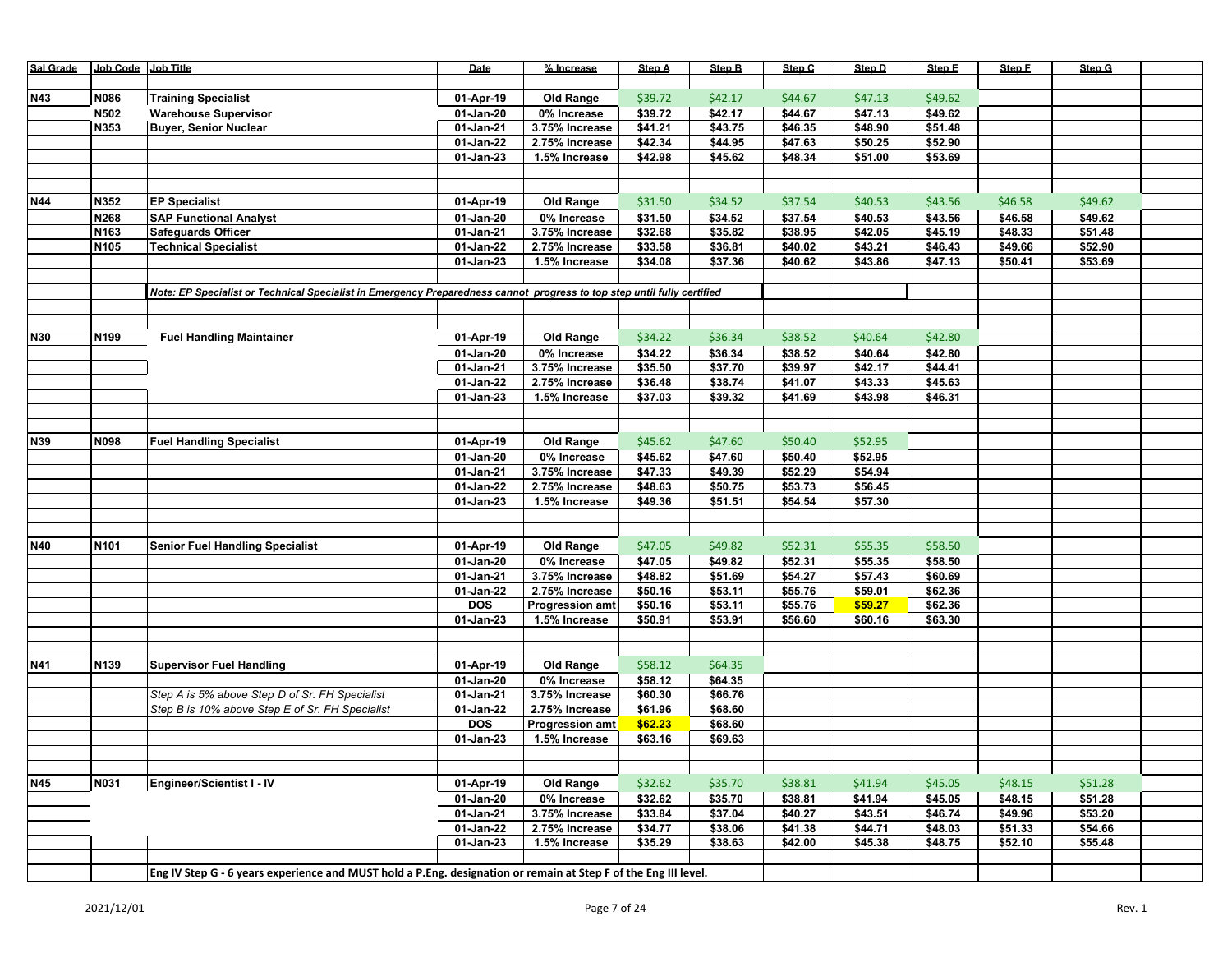| Sal Grade | Job Code | Job Title | Date | % Increase | Step A | Step B | Step C | Step D | Step E | Step F | Step G |
|---|---|---|---|---|---|---|---|---|---|---|---|
| N43 | N086 | Training Specialist | 01-Apr-19 | Old Range | $39.72 | $42.17 | $44.67 | $47.13 | $49.62 | | |
| | N502 | Warehouse Supervisor | 01-Jan-20 | 0% Increase | $39.72 | $42.17 | $44.67 | $47.13 | $49.62 | | |
| | N353 | Buyer, Senior Nuclear | 01-Jan-21 | 3.75% Increase | $41.21 | $43.75 | $46.35 | $48.90 | $51.48 | | |
| | | | 01-Jan-22 | 2.75% Increase | $42.34 | $44.95 | $47.63 | $50.25 | $52.90 | | |
| | | | 01-Jan-23 | 1.5% Increase | $42.98 | $45.62 | $48.34 | $51.00 | $53.69 | | |
| N44 | N352 | EP Specialist | 01-Apr-19 | Old Range | $31.50 | $34.52 | $37.54 | $40.53 | $43.56 | $46.58 | $49.62 |
| | N268 | SAP Functional Analyst | 01-Jan-20 | 0% Increase | $31.50 | $34.52 | $37.54 | $40.53 | $43.56 | $46.58 | $49.62 |
| | N163 | Safeguards Officer | 01-Jan-21 | 3.75% Increase | $32.68 | $35.82 | $38.95 | $42.05 | $45.19 | $48.33 | $51.48 |
| | N105 | Technical Specialist | 01-Jan-22 | 2.75% Increase | $33.58 | $36.81 | $40.02 | $43.21 | $46.43 | $49.66 | $52.90 |
| | | | 01-Jan-23 | 1.5% Increase | $34.08 | $37.36 | $40.62 | $43.86 | $47.13 | $50.41 | $53.69 |
| | | *Note: EP Specialist or Technical Specialist in Emergency Preparedness cannot progress to top step until fully certified* | | | | | | | | | |
| N30 | N199 | Fuel Handling Maintainer | 01-Apr-19 | Old Range | $34.22 | $36.34 | $38.52 | $40.64 | $42.80 | | |
| | | | 01-Jan-20 | 0% Increase | $34.22 | $36.34 | $38.52 | $40.64 | $42.80 | | |
| | | | 01-Jan-21 | 3.75% Increase | $35.50 | $37.70 | $39.97 | $42.17 | $44.41 | | |
| | | | 01-Jan-22 | 2.75% Increase | $36.48 | $38.74 | $41.07 | $43.33 | $45.63 | | |
| | | | 01-Jan-23 | 1.5% Increase | $37.03 | $39.32 | $41.69 | $43.98 | $46.31 | | |
| N39 | N098 | Fuel Handling Specialist | 01-Apr-19 | Old Range | $45.62 | $47.60 | $50.40 | $52.95 | | | |
| | | | 01-Jan-20 | 0% Increase | $45.62 | $47.60 | $50.40 | $52.95 | | | |
| | | | 01-Jan-21 | 3.75% Increase | $47.33 | $49.39 | $52.29 | $54.94 | | | |
| | | | 01-Jan-22 | 2.75% Increase | $48.63 | $50.75 | $53.73 | $56.45 | | | |
| | | | 01-Jan-23 | 1.5% Increase | $49.36 | $51.51 | $54.54 | $57.30 | | | |
| N40 | N101 | Senior Fuel Handling Specialist | 01-Apr-19 | Old Range | $47.05 | $49.82 | $52.31 | $55.35 | $58.50 | | |
| | | | 01-Jan-20 | 0% Increase | $47.05 | $49.82 | $52.31 | $55.35 | $58.50 | | |
| | | | 01-Jan-21 | 3.75% Increase | $48.82 | $51.69 | $54.27 | $57.43 | $60.69 | | |
| | | | 01-Jan-22 | 2.75% Increase | $50.16 | $53.11 | $55.76 | $59.01 | $62.36 | | |
| | | | DOS | Progression amt | $50.16 | $53.11 | $55.76 | $59.27 | $62.36 | | |
| | | | 01-Jan-23 | 1.5% Increase | $50.91 | $53.91 | $56.60 | $60.16 | $63.30 | | |
| N41 | N139 | Supervisor Fuel Handling | 01-Apr-19 | Old Range | $58.12 | $64.35 | | | | | |
| | | | 01-Jan-20 | 0% Increase | $58.12 | $64.35 | | | | | |
| | | *Step A is 5% above Step D of Sr. FH Specialist* | 01-Jan-21 | 3.75% Increase | $60.30 | $66.76 | | | | | |
| | | *Step B is 10% above Step E of Sr. FH Specialist* | 01-Jan-22 | 2.75% Increase | $61.96 | $68.60 | | | | | |
| | | | DOS | Progression amt | $62.23 | $68.60 | | | | | |
| | | | 01-Jan-23 | 1.5% Increase | $63.16 | $69.63 | | | | | |
| N45 | N031 | Engineer/Scientist I - IV | 01-Apr-19 | Old Range | $32.62 | $35.70 | $38.81 | $41.94 | $45.05 | $48.15 | $51.28 |
| | | | 01-Jan-20 | 0% Increase | $32.62 | $35.70 | $38.81 | $41.94 | $45.05 | $48.15 | $51.28 |
| | | | 01-Jan-21 | 3.75% Increase | $33.84 | $37.04 | $40.27 | $43.51 | $46.74 | $49.96 | $53.20 |
| | | | 01-Jan-22 | 2.75% Increase | $34.77 | $38.06 | $41.38 | $44.71 | $48.03 | $51.33 | $54.66 |
| | | | 01-Jan-23 | 1.5% Increase | $35.29 | $38.63 | $42.00 | $45.38 | $48.75 | $52.10 | $55.48 |
| | | Eng IV Step G - 6 years experience and MUST hold a P.Eng. designation or remain at Step F of the Eng III level. | | | | | | | | | |

2021/12/01

Rev. 1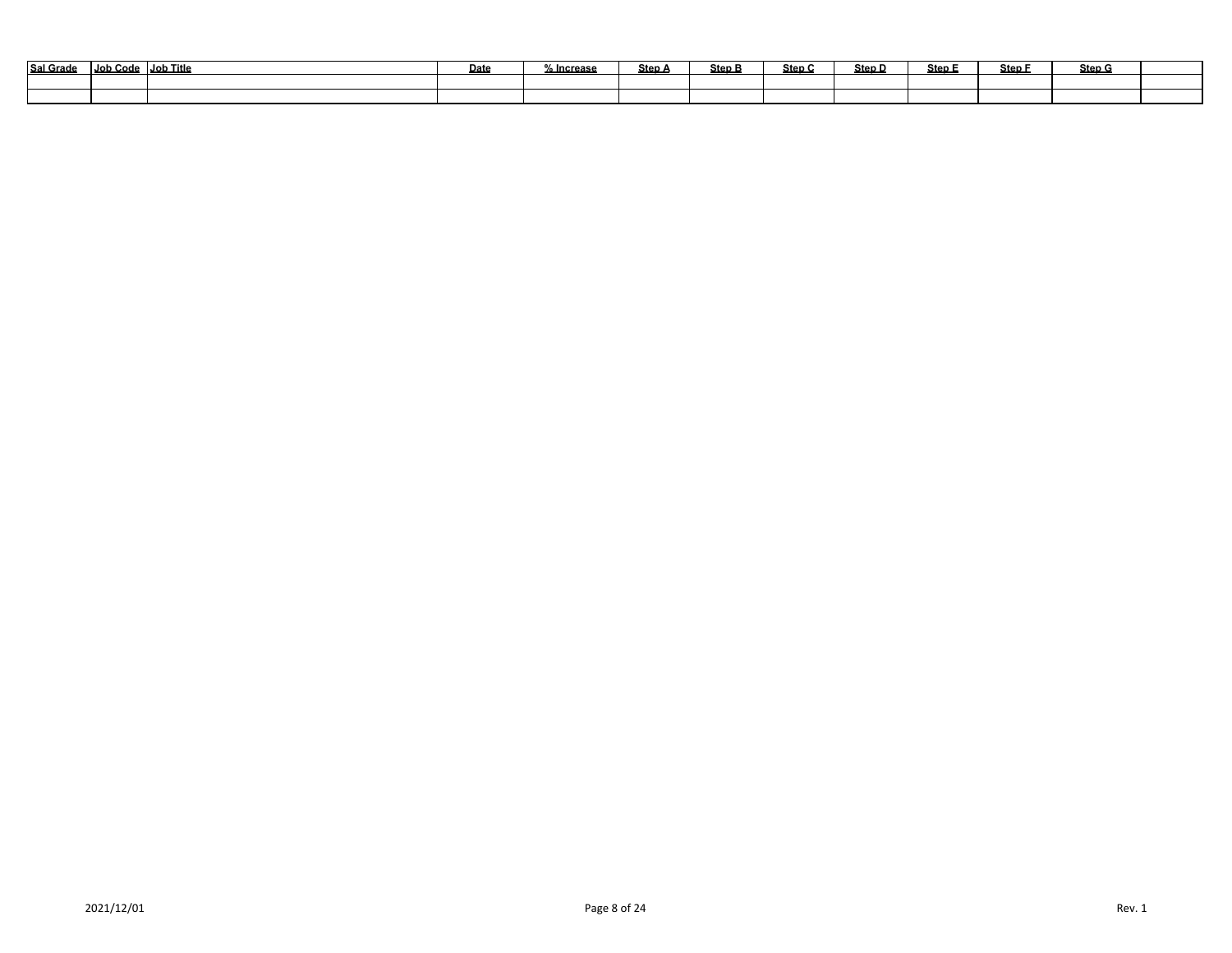| Sal Grade | Job Code | Job Title | Date | % Increase | Step A | Step B | Step C | Step D | Step E | Step F | Step G | |
|---|---|---|---|---|---|---|---|---|---|---|---|---|
| | | | | | | | | | | | | |
| | | | | | | | | | | | | |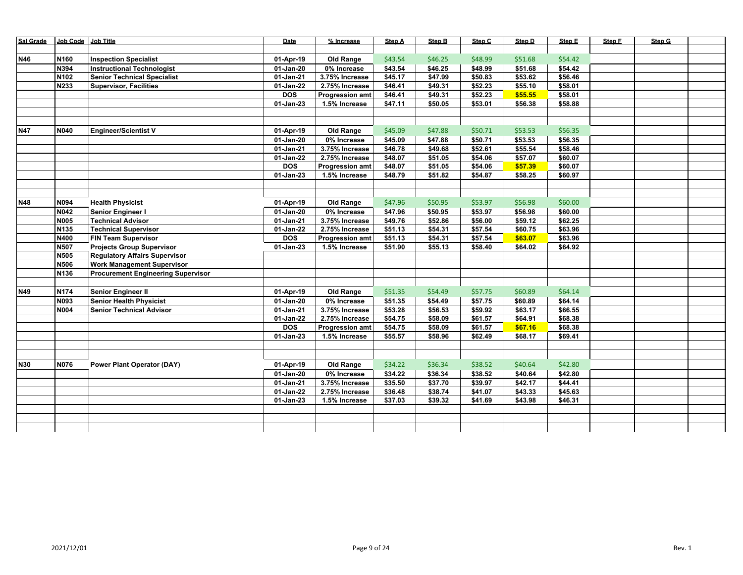| Sal Grade | Job Code | Job Title | Date | % Increase | Step A | Step B | Step C | Step D | Step E | Step F | Step G | |
|---|---|---|---|---|---|---|---|---|---|---|---|---|
| | | | | | | | | | | | | |
| **N46** | **N160** | **Inspection Specialist** | **01-Apr-19** | **Old Range** | $43.54 | $46.25 | $48.99 | $51.68 | $54.42 | | | |
| | **N394** | **Instructional Technologist** | **01-Jan-20** | **0% Increase** | **$43.54** | **$46.25** | **$48.99** | **$51.68** | **$54.42** | | | |
| | **N102** | **Senior Technical Specialist** | **01-Jan-21** | **3.75% Increase** | **$45.17** | **$47.99** | **$50.83** | **$53.62** | **$56.46** | | | |
| | **N233** | **Supervisor, Facilities** | **01-Jan-22** | **2.75% Increase** | **$46.41** | **$49.31** | **$52.23** | **$55.10** | **$58.01** | | | |
| | | | **DOS** | **Progression amt** | **$46.41** | **$49.31** | **$52.23** | **$55.55** | **$58.01** | | | |
| | | | **01-Jan-23** | **1.5% Increase** | **$47.11** | **$50.05** | **$53.01** | **$56.38** | **$58.88** | | | |
| | | | | | | | | | | | | |
| | | | | | | | | | | | | |
| **N47** | **N040** | **Engineer/Scientist V** | **01-Apr-19** | **Old Range** | $45.09 | $47.88 | $50.71 | $53.53 | $56.35 | | | |
| | | | **01-Jan-20** | **0% Increase** | **$45.09** | **$47.88** | **$50.71** | **$53.53** | **$56.35** | | | |
| | | | **01-Jan-21** | **3.75% Increase** | **$46.78** | **$49.68** | **$52.61** | **$55.54** | **$58.46** | | | |
| | | | **01-Jan-22** | **2.75% Increase** | **$48.07** | **$51.05** | **$54.06** | **$57.07** | **$60.07** | | | |
| | | | **DOS** | **Progression amt** | **$48.07** | **$51.05** | **$54.06** | **$57.39** | **$60.07** | | | |
| | | | **01-Jan-23** | **1.5% Increase** | **$48.79** | **$51.82** | **$54.87** | **$58.25** | **$60.97** | | | |
| | | | | | | | | | | | | |
| | | | | | | | | | | | | |
| **N48** | **N094** | **Health Physicist** | **01-Apr-19** | **Old Range** | $47.96 | $50.95 | $53.97 | $56.98 | $60.00 | | | |
| | **N042** | **Senior Engineer I** | **01-Jan-20** | **0% Increase** | **$47.96** | **$50.95** | **$53.97** | **$56.98** | **$60.00** | | | |
| | **N005** | **Technical Advisor** | **01-Jan-21** | **3.75% Increase** | **$49.76** | **$52.86** | **$56.00** | **$59.12** | **$62.25** | | | |
| | **N135** | **Technical Supervisor** | **01-Jan-22** | **2.75% Increase** | **$51.13** | **$54.31** | **$57.54** | **$60.75** | **$63.96** | | | |
| | **N400** | **FIN Team Supervisor** | **DOS** | **Progression amt** | **$51.13** | **$54.31** | **$57.54** | **$63.07** | **$63.96** | | | |
| | **N507** | **Projects Group Supervisor** | **01-Jan-23** | **1.5% Increase** | **$51.90** | **$55.13** | **$58.40** | **$64.02** | **$64.92** | | | |
| | **N505** | **Regulatory Affairs Supervisor** | | | | | | | | | | |
| | **N506** | **Work Management Supervisor** | | | | | | | | | | |
| | **N136** | **Procurement Engineering Supervisor** | | | | | | | | | | |
| | | | | | | | | | | | | |
| **N49** | **N174** | **Senior Engineer II** | **01-Apr-19** | **Old Range** | $51.35 | $54.49 | $57.75 | $60.89 | $64.14 | | | |
| | **N093** | **Senior Health Physicist** | **01-Jan-20** | **0% Increase** | **$51.35** | **$54.49** | **$57.75** | **$60.89** | **$64.14** | | | |
| | **N004** | **Senior Technical Advisor** | **01-Jan-21** | **3.75% Increase** | **$53.28** | **$56.53** | **$59.92** | **$63.17** | **$66.55** | | | |
| | | | **01-Jan-22** | **2.75% Increase** | **$54.75** | **$58.09** | **$61.57** | **$64.91** | **$68.38** | | | |
| | | | **DOS** | **Progression amt** | **$54.75** | **$58.09** | **$61.57** | **$67.16** | **$68.38** | | | |
| | | | **01-Jan-23** | **1.5% Increase** | **$55.57** | **$58.96** | **$62.49** | **$68.17** | **$69.41** | | | |
| | | | | | | | | | | | | |
| | | | | | | | | | | | | |
| **N30** | **N076** | **Power Plant Operator (DAY)** | **01-Apr-19** | **Old Range** | $34.22 | $36.34 | $38.52 | $40.64 | $42.80 | | | |
| | | | **01-Jan-20** | **0% Increase** | **$34.22** | **$36.34** | **$38.52** | **$40.64** | **$42.80** | | | |
| | | | **01-Jan-21** | **3.75% Increase** | **$35.50** | **$37.70** | **$39.97** | **$42.17** | **$44.41** | | | |
| | | | **01-Jan-22** | **2.75% Increase** | **$36.48** | **$38.74** | **$41.07** | **$43.33** | **$45.63** | | | |
| | | | **01-Jan-23** | **1.5% Increase** | **$37.03** | **$39.32** | **$41.69** | **$43.98** | **$46.31** | | | |
| | | | | | | | | | | | | |
| | | | | | | | | | | | | |
| | | | | | | | | | | | | |

2021/12/01 Rev. 1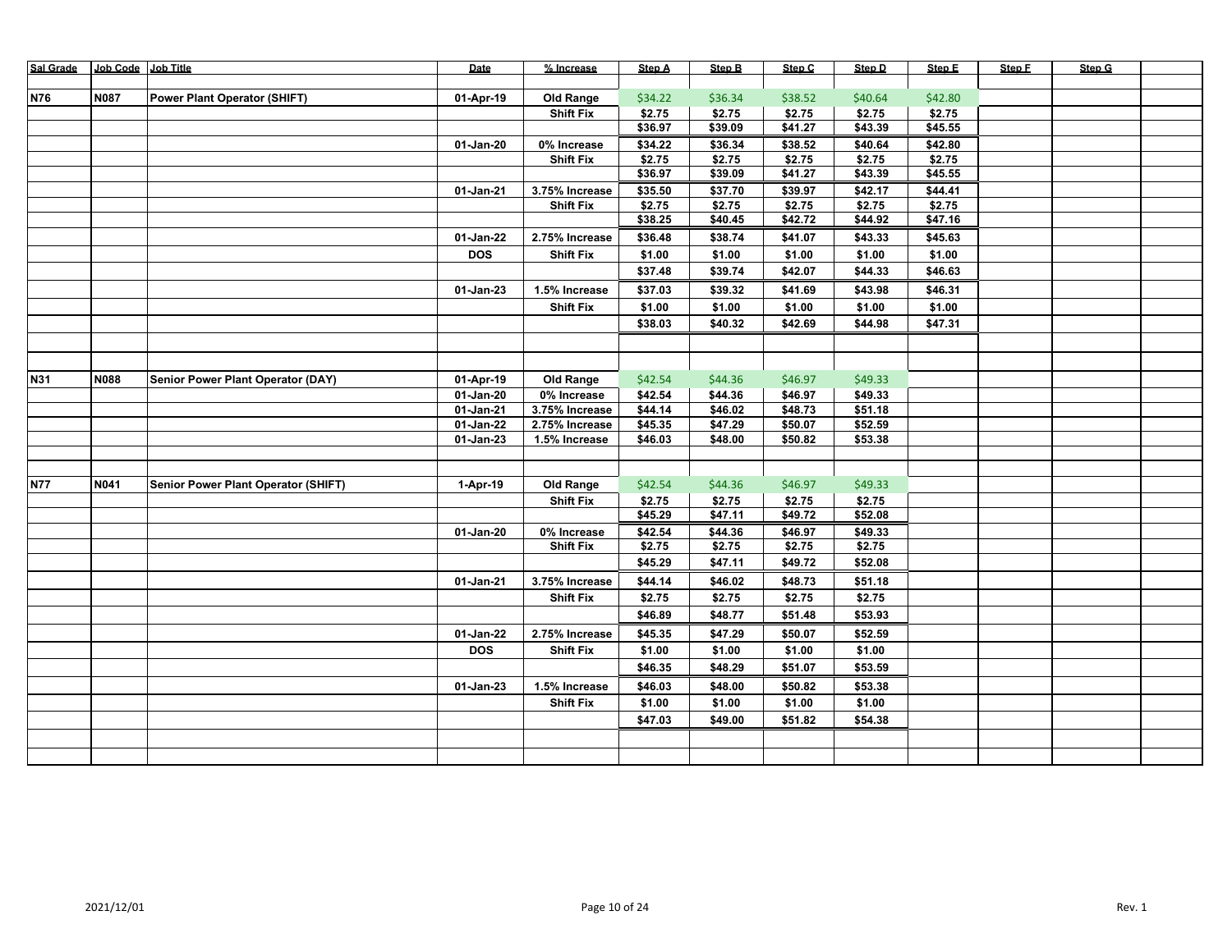| Sal Grade | Job Code | Job Title | Date | % Increase | Step A | Step B | Step C | Step D | Step E | Step F | Step G | |
|---|---|---|---|---|---|---|---|---|---|---|---|---|
| | | | | | | | | | | | | |
| N76 | N087 | Power Plant Operator (SHIFT) | 01-Apr-19 | Old Range | $34.22 | $36.34 | $38.52 | $40.64 | $42.80 | | | |
| | | | | Shift Fix | $2.75 | $2.75 | $2.75 | $2.75 | $2.75 | | | |
| | | | | | $36.97 | $39.09 | $41.27 | $43.39 | $45.55 | | | |
| | | | 01-Jan-20 | 0% Increase | $34.22 | $36.34 | $38.52 | $40.64 | $42.80 | | | |
| | | | | Shift Fix | $2.75 | $2.75 | $2.75 | $2.75 | $2.75 | | | |
| | | | | | $36.97 | $39.09 | $41.27 | $43.39 | $45.55 | | | |
| | | | 01-Jan-21 | 3.75% Increase | $35.50 | $37.70 | $39.97 | $42.17 | $44.41 | | | |
| | | | | Shift Fix | $2.75 | $2.75 | $2.75 | $2.75 | $2.75 | | | |
| | | | | | $38.25 | $40.45 | $42.72 | $44.92 | $47.16 | | | |
| | | | 01-Jan-22 | 2.75% Increase | $36.48 | $38.74 | $41.07 | $43.33 | $45.63 | | | |
| | | | DOS | Shift Fix | $1.00 | $1.00 | $1.00 | $1.00 | $1.00 | | | |
| | | | | | $37.48 | $39.74 | $42.07 | $44.33 | $46.63 | | | |
| | | | 01-Jan-23 | 1.5% Increase | $37.03 | $39.32 | $41.69 | $43.98 | $46.31 | | | |
| | | | | Shift Fix | $1.00 | $1.00 | $1.00 | $1.00 | $1.00 | | | |
| | | | | | $38.03 | $40.32 | $42.69 | $44.98 | $47.31 | | | |
| | | | | | | | | | | | | |
| | | | | | | | | | | | | |
| N31 | N088 | Senior Power Plant Operator (DAY) | 01-Apr-19 | Old Range | $42.54 | $44.36 | $46.97 | $49.33 | | | | |
| | | | 01-Jan-20 | 0% Increase | $42.54 | $44.36 | $46.97 | $49.33 | | | | |
| | | | 01-Jan-21 | 3.75% Increase | $44.14 | $46.02 | $48.73 | $51.18 | | | | |
| | | | 01-Jan-22 | 2.75% Increase | $45.35 | $47.29 | $50.07 | $52.59 | | | | |
| | | | 01-Jan-23 | 1.5% Increase | $46.03 | $48.00 | $50.82 | $53.38 | | | | |
| | | | | | | | | | | | | |
| | | | | | | | | | | | | |
| N77 | N041 | Senior Power Plant Operator (SHIFT) | 1-Apr-19 | Old Range | $42.54 | $44.36 | $46.97 | $49.33 | | | | |
| | | | | Shift Fix | $2.75 | $2.75 | $2.75 | $2.75 | | | | |
| | | | | | $45.29 | $47.11 | $49.72 | $52.08 | | | | |
| | | | 01-Jan-20 | 0% Increase | $42.54 | $44.36 | $46.97 | $49.33 | | | | |
| | | | | Shift Fix | $2.75 | $2.75 | $2.75 | $2.75 | | | | |
| | | | | | $45.29 | $47.11 | $49.72 | $52.08 | | | | |
| | | | 01-Jan-21 | 3.75% Increase | $44.14 | $46.02 | $48.73 | $51.18 | | | | |
| | | | | Shift Fix | $2.75 | $2.75 | $2.75 | $2.75 | | | | |
| | | | | | $46.89 | $48.77 | $51.48 | $53.93 | | | | |
| | | | 01-Jan-22 | 2.75% Increase | $45.35 | $47.29 | $50.07 | $52.59 | | | | |
| | | | DOS | Shift Fix | $1.00 | $1.00 | $1.00 | $1.00 | | | | |
| | | | | | $46.35 | $48.29 | $51.07 | $53.59 | | | | |
| | | | 01-Jan-23 | 1.5% Increase | $46.03 | $48.00 | $50.82 | $53.38 | | | | |
| | | | | Shift Fix | $1.00 | $1.00 | $1.00 | $1.00 | | | | |
| | | | | | $47.03 | $49.00 | $51.82 | $54.38 | | | | |
| | | | | | | | | | | | | |
| | | | | | | | | | | | | |

2021/12/01

Rev. 1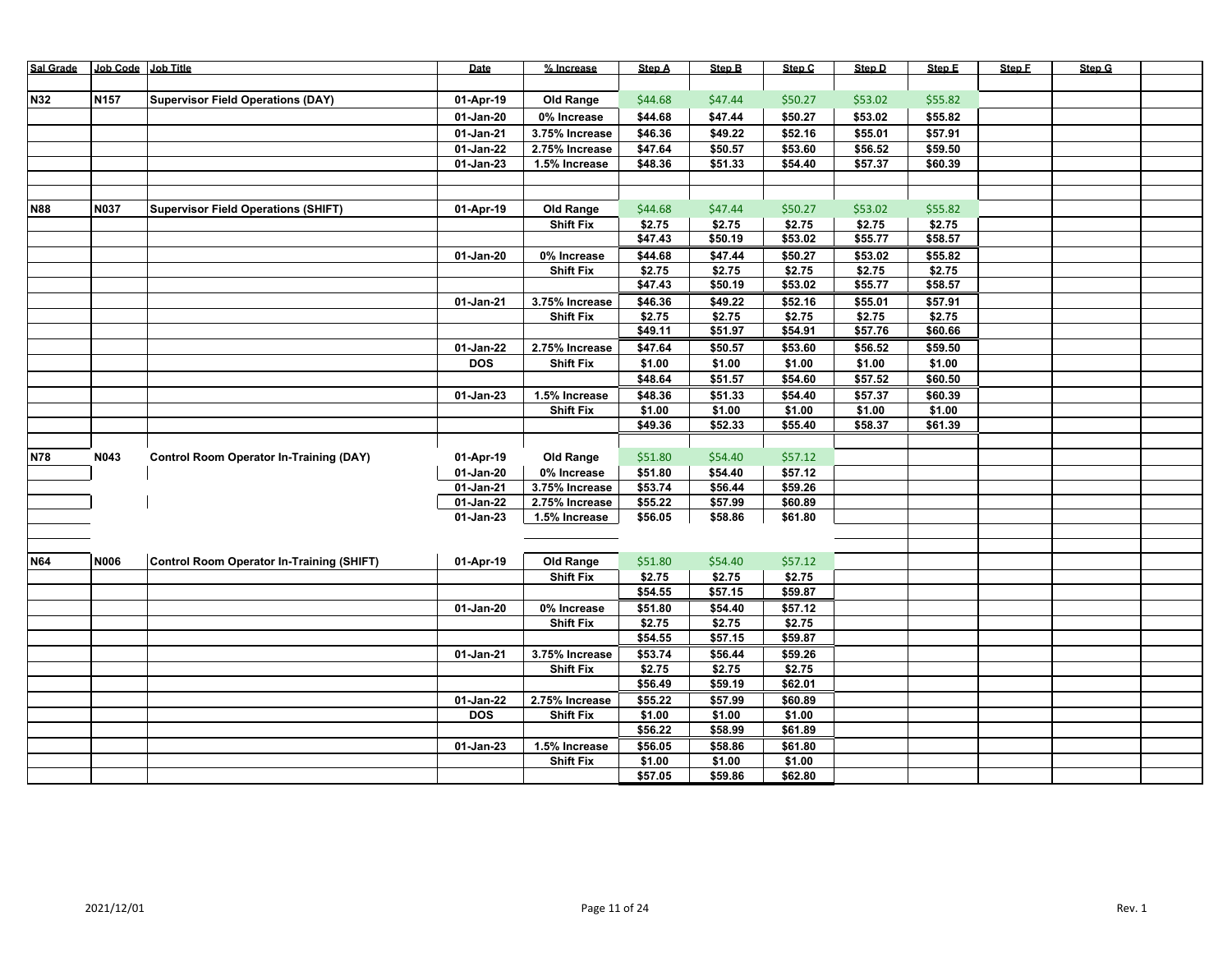| Sal Grade | Job Code | Job Title | Date | % Increase | Step A | Step B | Step C | Step D | Step E | Step F | Step G | |
|---|---|---|---|---|---|---|---|---|---|---|---|---|
| N32 | N157 | Supervisor Field Operations (DAY) | 01-Apr-19 | Old Range | $44.68 | $47.44 | $50.27 | $53.02 | $55.82 | | | |
| | | | 01-Jan-20 | 0% Increase | $44.68 | $47.44 | $50.27 | $53.02 | $55.82 | | | |
| | | | 01-Jan-21 | 3.75% Increase | $46.36 | $49.22 | $52.16 | $55.01 | $57.91 | | | |
| | | | 01-Jan-22 | 2.75% Increase | $47.64 | $50.57 | $53.60 | $56.52 | $59.50 | | | |
| | | | 01-Jan-23 | 1.5% Increase | $48.36 | $51.33 | $54.40 | $57.37 | $60.39 | | | |
| | | | | | | | | | | | | |
| N88 | N037 | Supervisor Field Operations (SHIFT) | 01-Apr-19 | Old Range | $44.68 | $47.44 | $50.27 | $53.02 | $55.82 | | | |
| | | | | Shift Fix | $2.75 | $2.75 | $2.75 | $2.75 | $2.75 | | | |
| | | | | | $47.43 | $50.19 | $53.02 | $55.77 | $58.57 | | | |
| | | | 01-Jan-20 | 0% Increase | $44.68 | $47.44 | $50.27 | $53.02 | $55.82 | | | |
| | | | | Shift Fix | $2.75 | $2.75 | $2.75 | $2.75 | $2.75 | | | |
| | | | | | $47.43 | $50.19 | $53.02 | $55.77 | $58.57 | | | |
| | | | 01-Jan-21 | 3.75% Increase | $46.36 | $49.22 | $52.16 | $55.01 | $57.91 | | | |
| | | | | Shift Fix | $2.75 | $2.75 | $2.75 | $2.75 | $2.75 | | | |
| | | | | | $49.11 | $51.97 | $54.91 | $57.76 | $60.66 | | | |
| | | | 01-Jan-22 | 2.75% Increase | $47.64 | $50.57 | $53.60 | $56.52 | $59.50 | | | |
| | | | DOS | Shift Fix | $1.00 | $1.00 | $1.00 | $1.00 | $1.00 | | | |
| | | | | | $48.64 | $51.57 | $54.60 | $57.52 | $60.50 | | | |
| | | | 01-Jan-23 | 1.5% Increase | $48.36 | $51.33 | $54.40 | $57.37 | $60.39 | | | |
| | | | | Shift Fix | $1.00 | $1.00 | $1.00 | $1.00 | $1.00 | | | |
| | | | | | $49.36 | $52.33 | $55.40 | $58.37 | $61.39 | | | |
| | | | | | | | | | | | | |
| N78 | N043 | Control Room Operator In-Training (DAY) | 01-Apr-19 | Old Range | $51.80 | $54.40 | $57.12 | | | | | |
| | | | 01-Jan-20 | 0% Increase | $51.80 | $54.40 | $57.12 | | | | | |
| | | | 01-Jan-21 | 3.75% Increase | $53.74 | $56.44 | $59.26 | | | | | |
| | | | 01-Jan-22 | 2.75% Increase | $55.22 | $57.99 | $60.89 | | | | | |
| | | | 01-Jan-23 | 1.5% Increase | $56.05 | $58.86 | $61.80 | | | | | |
| | | | | | | | | | | | | |
| N64 | N006 | Control Room Operator In-Training (SHIFT) | 01-Apr-19 | Old Range | $51.80 | $54.40 | $57.12 | | | | | |
| | | | | Shift Fix | $2.75 | $2.75 | $2.75 | | | | | |
| | | | | | $54.55 | $57.15 | $59.87 | | | | | |
| | | | 01-Jan-20 | 0% Increase | $51.80 | $54.40 | $57.12 | | | | | |
| | | | | Shift Fix | $2.75 | $2.75 | $2.75 | | | | | |
| | | | | | $54.55 | $57.15 | $59.87 | | | | | |
| | | | 01-Jan-21 | 3.75% Increase | $53.74 | $56.44 | $59.26 | | | | | |
| | | | | Shift Fix | $2.75 | $2.75 | $2.75 | | | | | |
| | | | | | $56.49 | $59.19 | $62.01 | | | | | |
| | | | 01-Jan-22 | 2.75% Increase | $55.22 | $57.99 | $60.89 | | | | | |
| | | | DOS | Shift Fix | $1.00 | $1.00 | $1.00 | | | | | |
| | | | | | $56.22 | $58.99 | $61.89 | | | | | |
| | | | 01-Jan-23 | 1.5% Increase | $56.05 | $58.86 | $61.80 | | | | | |
| | | | | Shift Fix | $1.00 | $1.00 | $1.00 | | | | | |
| | | | | | $57.05 | $59.86 | $62.80 | | | | | |

2021/12/01 Rev. 1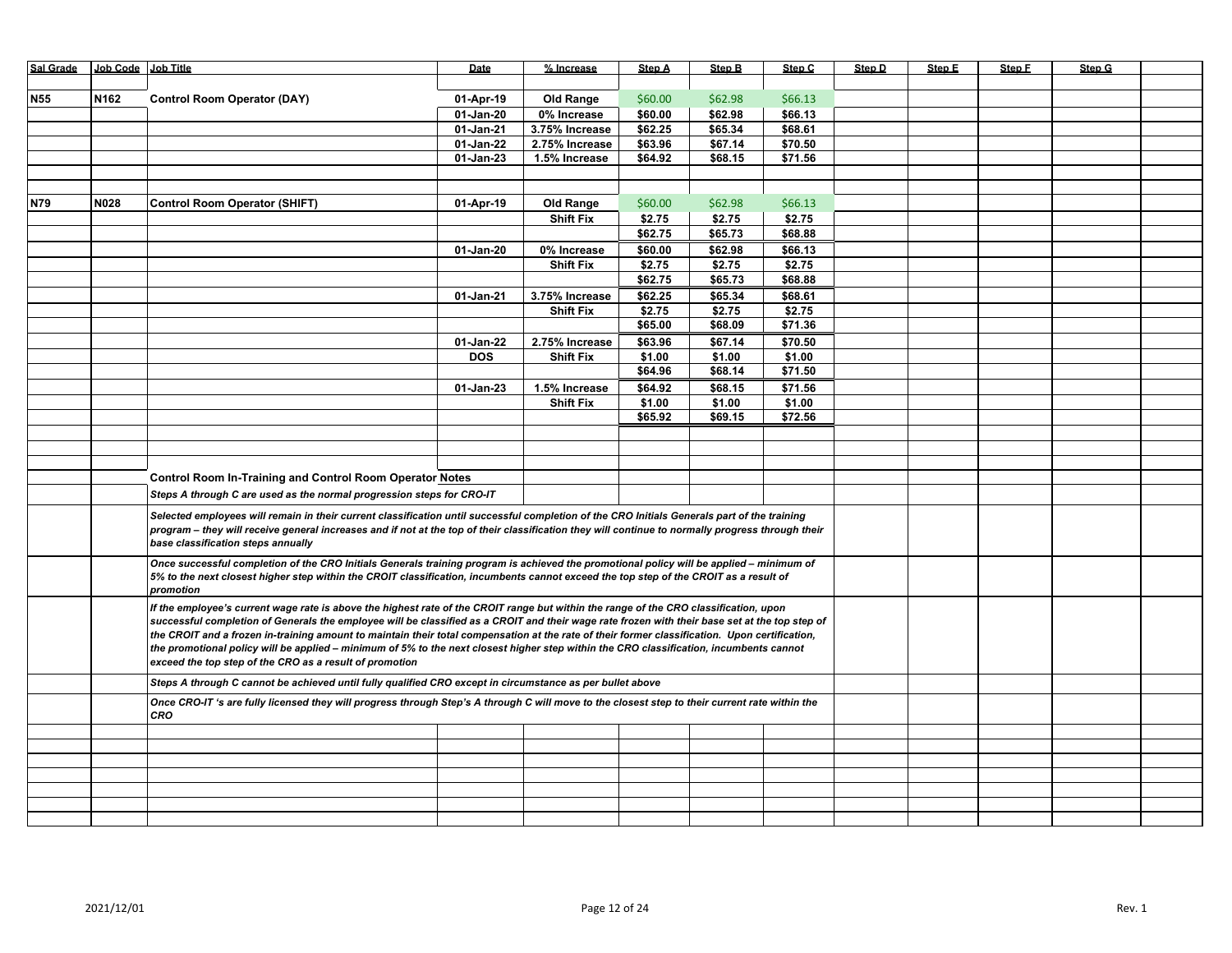| Sal Grade | Job Code | Job Title | Date | % Increase | Step A | Step B | Step C | Step D | Step E | Step F | Step G |
|---|---|---|---|---|---|---|---|---|---|---|---|
| N55 | N162 | **Control Room Operator (DAY)** | 01-Apr-19 | Old Range | $60.00 | $62.98 | $66.13 | | | | |
| | | | 01-Jan-20 | 0% Increase | $60.00 | $62.98 | $66.13 | | | | |
| | | | 01-Jan-21 | 3.75% Increase | $62.25 | $65.34 | $68.61 | | | | |
| | | | 01-Jan-22 | 2.75% Increase | $63.96 | $67.14 | $70.50 | | | | |
| | | | 01-Jan-23 | 1.5% Increase | $64.92 | $68.15 | $71.56 | | | | |
| N79 | N028 | **Control Room Operator (SHIFT)** | 01-Apr-19 | Old Range | $60.00 | $62.98 | $66.13 | | | | |
| | | | | Shift Fix | $2.75 | $2.75 | $2.75 | | | | |
| | | | | | $62.75 | $65.73 | $68.88 | | | | |
| | | | 01-Jan-20 | 0% Increase | $60.00 | $62.98 | $66.13 | | | | |
| | | | | Shift Fix | $2.75 | $2.75 | $2.75 | | | | |
| | | | | | $62.75 | $65.73 | $68.88 | | | | |
| | | | 01-Jan-21 | 3.75% Increase | $62.25 | $65.34 | $68.61 | | | | |
| | | | | Shift Fix | $2.75 | $2.75 | $2.75 | | | | |
| | | | | | $65.00 | $68.09 | $71.36 | | | | |
| | | | 01-Jan-22 | 2.75% Increase | $63.96 | $67.14 | $70.50 | | | | |
| | | | DOS | Shift Fix | $1.00 | $1.00 | $1.00 | | | | |
| | | | | | $64.96 | $68.14 | $71.50 | | | | |
| | | | 01-Jan-23 | 1.5% Increase | $64.92 | $68.15 | $71.56 | | | | |
| | | | | Shift Fix | $1.00 | $1.00 | $1.00 | | | | |
| | | | | | $65.92 | $69.15 | $72.56 | | | | |

**Control Room In-Training and Control Room Operator Notes**

*Steps A through C are used as the normal progression steps for CRO-IT*

*Selected employees will remain in their current classification until successful completion of the CRO Initials Generals part of the training program – they will receive general increases and if not at the top of their classification they will continue to normally progress through their base classification steps annually*

*Once successful completion of the CRO Initials Generals training program is achieved the promotional policy will be applied – minimum of 5% to the next closest higher step within the CROIT classification, incumbents cannot exceed the top step of the CROIT as a result of promotion*

*If the employee's current wage rate is above the highest rate of the CROIT range but within the range of the CRO classification, upon successful completion of Generals the employee will be classified as a CROIT and their wage rate frozen with their base set at the top step of the CROIT and a frozen in-training amount to maintain their total compensation at the rate of their former classification. Upon certification, the promotional policy will be applied – minimum of 5% to the next closest higher step within the CRO classification, incumbents cannot exceed the top step of the CRO as a result of promotion*

*Steps A through C cannot be achieved until fully qualified CRO except in circumstance as per bullet above*

*Once CRO-IT 's are fully licensed they will progress through Step's A through C will move to the closest step to their current rate within the CRO*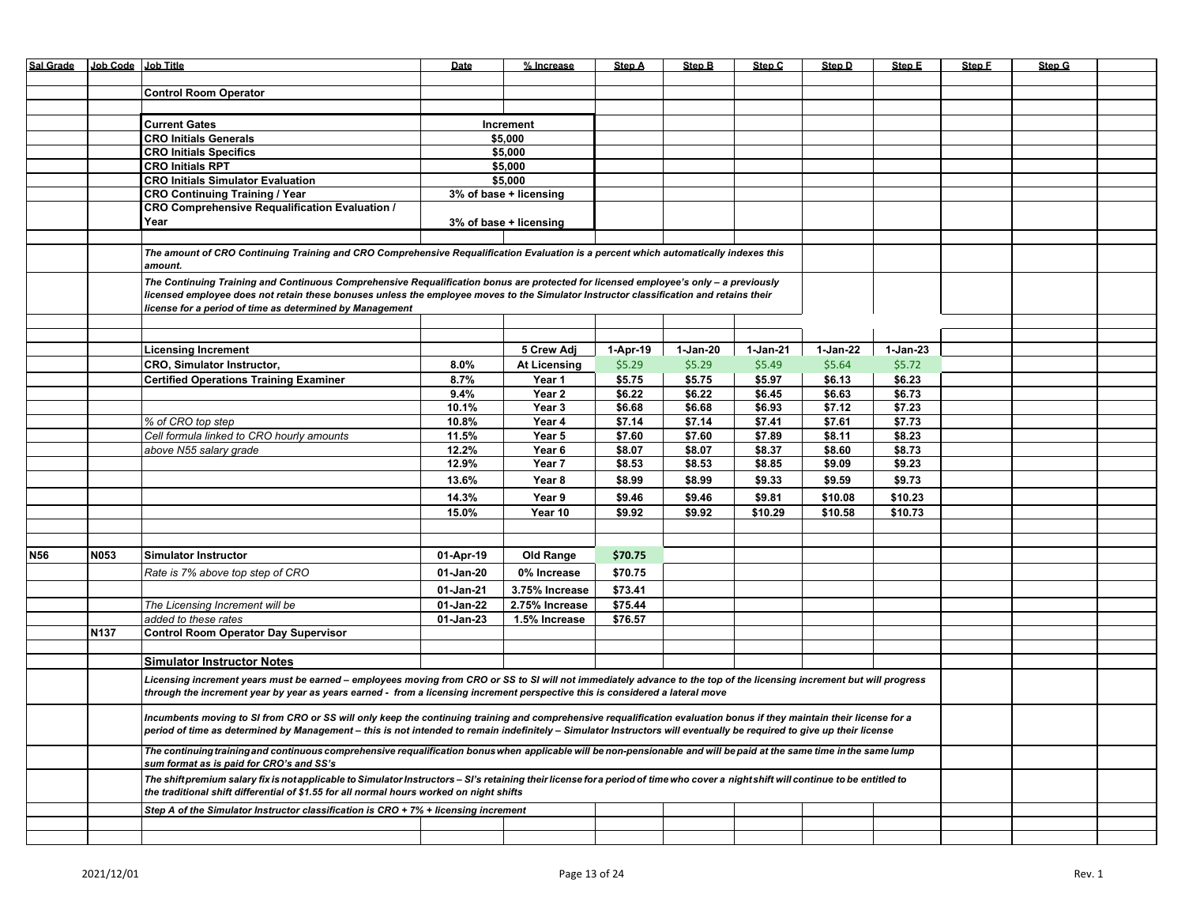| Sal Grade | Job Code | Job Title | Date | % Increase | Step A | Step B | Step C | Step D | Step E | Step F | Step G |
|---|---|---|---|---|---|---|---|---|---|---|---|
| | | **Control Room Operator** | | | | | | | | | |
| | | **Current Gates** | | **Increment** | | | | | | | |
| | | **CRO Initials Generals** | | **$5,000** | | | | | | | |
| | | **CRO Initials Specifics** | | **$5,000** | | | | | | | |
| | | **CRO Initials RPT** | | **$5,000** | | | | | | | |
| | | **CRO Initials Simulator Evaluation** | | **$5,000** | | | | | | | |
| | | **CRO Continuing Training / Year** | | **3% of base + licensing** | | | | | | | |
| | | **CRO Comprehensive Requalification Evaluation / Year** | | **3% of base + licensing** | | | | | | | |
| | | ***The amount of CRO Continuing Training and CRO Comprehensive Requalification Evaluation is a percent which automatically indexes this amount.*** | | | | | | | | | |
| | | ***The Continuing Training and Continuous Comprehensive Requalification bonus are protected for licensed employee's only – a previously licensed employee does not retain these bonuses unless the employee moves to the Simulator Instructor classification and retains their license for a period of time as determined by Management*** | | | | | | | | | |
| | | **Licensing Increment** | | **5 Crew Adj** | **1-Apr-19** | **1-Jan-20** | **1-Jan-21** | **1-Jan-22** | **1-Jan-23** | | |
| | | **CRO, Simulator Instructor,** | **8.0%** | **At Licensing** | $5.29 | $5.29 | $5.49 | $5.64 | $5.72 | | |
| | | **Certified Operations Training Examiner** | **8.7%** | **Year 1** | **$5.75** | **$5.75** | **$5.97** | **$6.13** | **$6.23** | | |
| | | | **9.4%** | **Year 2** | **$6.22** | **$6.22** | **$6.45** | **$6.63** | **$6.73** | | |
| | | | **10.1%** | **Year 3** | **$6.68** | **$6.68** | **$6.93** | **$7.12** | **$7.23** | | |
| | | *% of CRO top step* | **10.8%** | **Year 4** | **$7.14** | **$7.14** | **$7.41** | **$7.61** | **$7.73** | | |
| | | *Cell formula linked to CRO hourly amounts* | **11.5%** | **Year 5** | **$7.60** | **$7.60** | **$7.89** | **$8.11** | **$8.23** | | |
| | | *above N55 salary grade* | **12.2%** | **Year 6** | **$8.07** | **$8.07** | **$8.37** | **$8.60** | **$8.73** | | |
| | | | **12.9%** | **Year 7** | **$8.53** | **$8.53** | **$8.85** | **$9.09** | **$9.23** | | |
| | | | **13.6%** | **Year 8** | **$8.99** | **$8.99** | **$9.33** | **$9.59** | **$9.73** | | |
| | | | **14.3%** | **Year 9** | **$9.46** | **$9.46** | **$9.81** | **$10.08** | **$10.23** | | |
| | | | **15.0%** | **Year 10** | **$9.92** | **$9.92** | **$10.29** | **$10.58** | **$10.73** | | |
| **N56** | **N053** | **Simulator Instructor** | **01-Apr-19** | **Old Range** | **$70.75** | | | | | | |
| | | *Rate is 7% above top step of CRO* | **01-Jan-20** | **0% Increase** | **$70.75** | | | | | | |
| | | | **01-Jan-21** | **3.75% Increase** | **$73.41** | | | | | | |
| | | *The Licensing Increment will be* | **01-Jan-22** | **2.75% Increase** | **$75.44** | | | | | | |
| | | *added to these rates* | **01-Jan-23** | **1.5% Increase** | **$76.57** | | | | | | |
| | **N137** | **Control Room Operator Day Supervisor** | | | | | | | | | |
| | | **Simulator Instructor Notes** | | | | | | | | | |
| | | ***Licensing increment years must be earned – employees moving from CRO or SS to SI will not immediately advance to the top of the licensing increment but will progress through the increment year by year as years earned - from a licensing increment perspective this is considered a lateral move*** | | | | | | | | | |
| | | ***Incumbents moving to SI from CRO or SS will only keep the continuing training and comprehensive requalification evaluation bonus if they maintain their license for a period of time as determined by Management – this is not intended to remain indefinitely – Simulator Instructors will eventually be required to give up their license*** | | | | | | | | | |
| | | ***The continuing training and continuous comprehensive requalification bonus when applicable will be non-pensionable and will be paid at the same time in the same lump sum format as is paid for CRO's and SS's*** | | | | | | | | | |
| | | ***The shift premium salary fix is not applicable to Simulator Instructors – SI's retaining their license for a period of time who cover a night shift will continue to be entitled to the traditional shift differential of $1.55 for all normal hours worked on night shifts*** | | | | | | | | | |
| | | ***Step A of the Simulator Instructor classification is CRO + 7% + licensing increment*** | | | | | | | | | |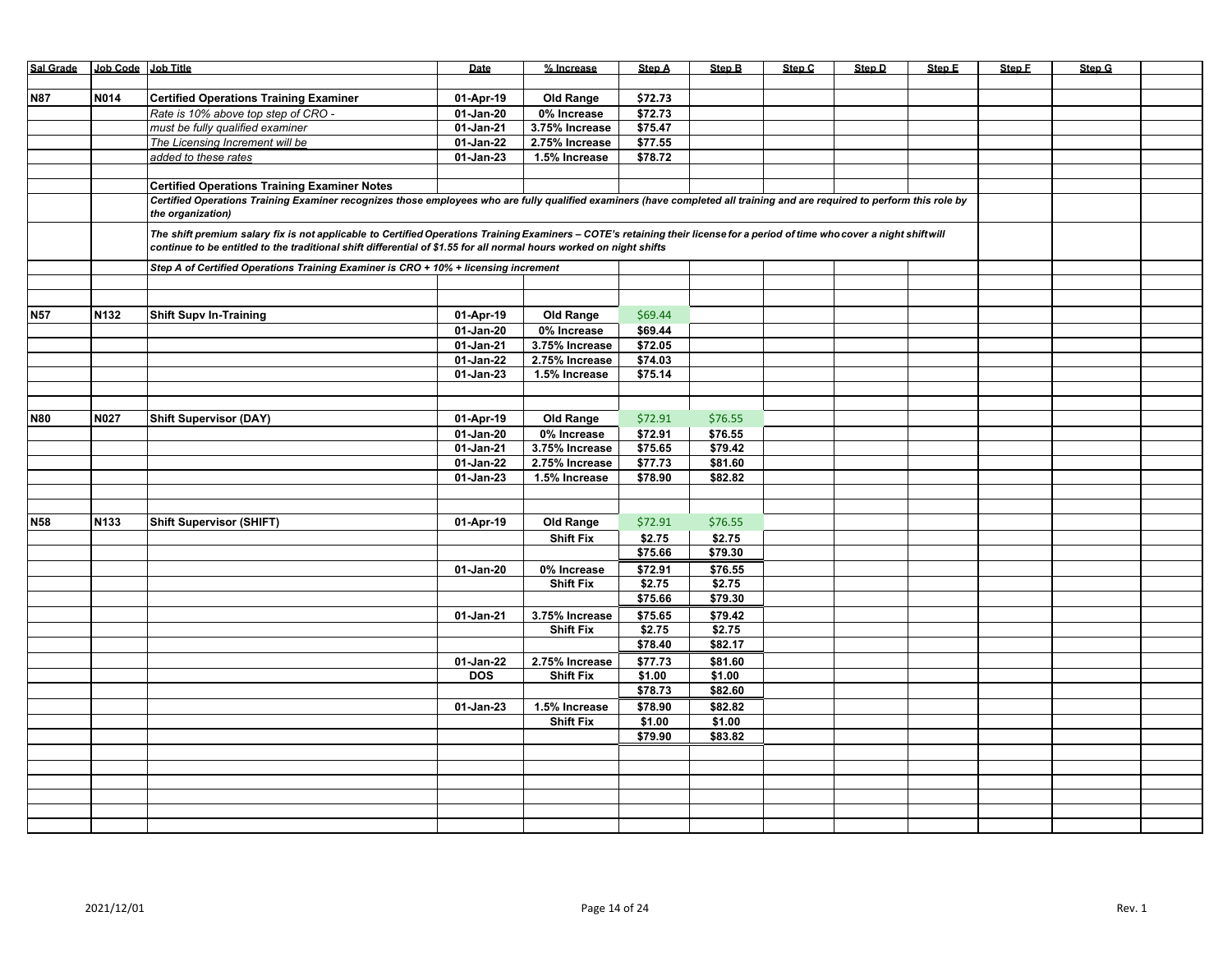| Sal Grade | Job Code | Job Title | Date | % Increase | Step A | Step B | Step C | Step D | Step E | Step F | Step G | |
|---|---|---|---|---|---|---|---|---|---|---|---|---|
| | | | | | | | | | | | | |
| N87 | N014 | **Certified Operations Training Examiner** | 01-Apr-19 | Old Range | $72.73 | | | | | | | |
| | | *Rate is 10% above top step of CRO -* | 01-Jan-20 | 0% Increase | $72.73 | | | | | | | |
| | | *must be fully qualified examiner* | 01-Jan-21 | 3.75% Increase | $75.47 | | | | | | | |
| | | *The Licensing Increment will be* | 01-Jan-22 | 2.75% Increase | $77.55 | | | | | | | |
| | | *added to these rates* | 01-Jan-23 | 1.5% Increase | $78.72 | | | | | | | |
| | | | | | | | | | | | | |
| | | **Certified Operations Training Examiner Notes** | | | | | | | | | | |
| | | ***Certified Operations Training Examiner recognizes those employees who are fully qualified examiners (have completed all training and are required to perform this role by the organization)*** | | | | | | | | | | |
| | | ***The shift premium salary fix is not applicable to Certified Operations Training Examiners – COTE's retaining their license for a period of time who cover a night shift will continue to be entitled to the traditional shift differential of $1.55 for all normal hours worked on night shifts*** | | | | | | | | | | |
| | | ***Step A of Certified Operations Training Examiner is CRO + 10% + licensing increment*** | | | | | | | | | | |
| | | | | | | | | | | | | |
| | | | | | | | | | | | | |
| N57 | N132 | **Shift Supv In-Training** | 01-Apr-19 | Old Range | $69.44 | | | | | | | |
| | | | 01-Jan-20 | 0% Increase | $69.44 | | | | | | | |
| | | | 01-Jan-21 | 3.75% Increase | $72.05 | | | | | | | |
| | | | 01-Jan-22 | 2.75% Increase | $74.03 | | | | | | | |
| | | | 01-Jan-23 | 1.5% Increase | $75.14 | | | | | | | |
| | | | | | | | | | | | | |
| | | | | | | | | | | | | |
| N80 | N027 | **Shift Supervisor (DAY)** | 01-Apr-19 | Old Range | $72.91 | $76.55 | | | | | | |
| | | | 01-Jan-20 | 0% Increase | $72.91 | $76.55 | | | | | | |
| | | | 01-Jan-21 | 3.75% Increase | $75.65 | $79.42 | | | | | | |
| | | | 01-Jan-22 | 2.75% Increase | $77.73 | $81.60 | | | | | | |
| | | | 01-Jan-23 | 1.5% Increase | $78.90 | $82.82 | | | | | | |
| | | | | | | | | | | | | |
| | | | | | | | | | | | | |
| N58 | N133 | **Shift Supervisor (SHIFT)** | 01-Apr-19 | Old Range | $72.91 | $76.55 | | | | | | |
| | | | | Shift Fix | $2.75 | $2.75 | | | | | | |
| | | | | | $75.66 | $79.30 | | | | | | |
| | | | 01-Jan-20 | 0% Increase | $72.91 | $76.55 | | | | | | |
| | | | | Shift Fix | $2.75 | $2.75 | | | | | | |
| | | | | | $75.66 | $79.30 | | | | | | |
| | | | 01-Jan-21 | 3.75% Increase | $75.65 | $79.42 | | | | | | |
| | | | | Shift Fix | $2.75 | $2.75 | | | | | | |
| | | | | | $78.40 | $82.17 | | | | | | |
| | | | 01-Jan-22 | 2.75% Increase | $77.73 | $81.60 | | | | | | |
| | | | DOS | Shift Fix | $1.00 | $1.00 | | | | | | |
| | | | | | $78.73 | $82.60 | | | | | | |
| | | | 01-Jan-23 | 1.5% Increase | $78.90 | $82.82 | | | | | | |
| | | | | Shift Fix | $1.00 | $1.00 | | | | | | |
| | | | | | $79.90 | $83.82 | | | | | | |

2021/12/01 Rev. 1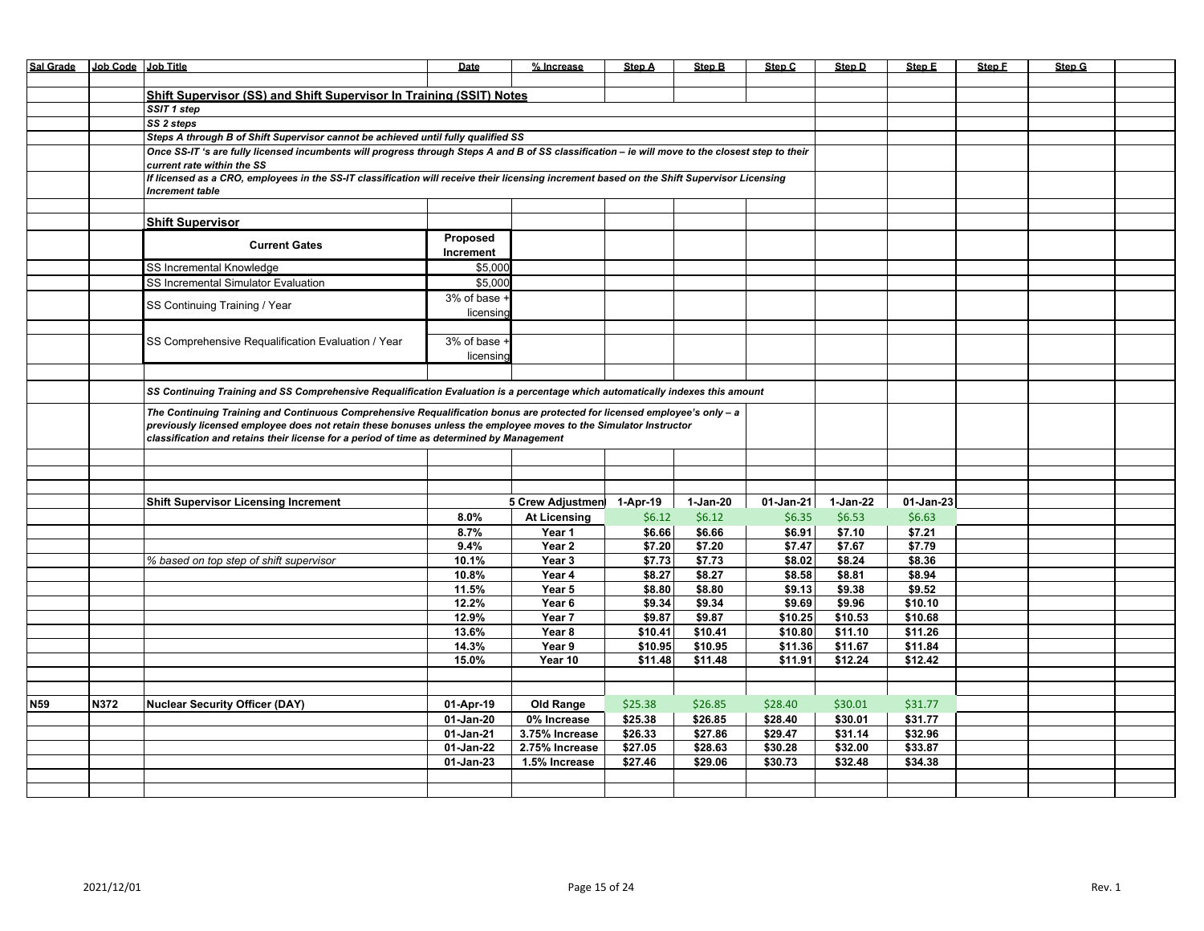| Sal Grade | Job Code | Job Title | Date | % Increase | Step A | Step B | Step C | Step D | Step E | Step F | Step G |
|---|---|---|---|---|---|---|---|---|---|---|---|

## Shift Supervisor (SS) and Shift Supervisor In Training (SSIT) Notes

*SSIT 1 step*

*SS 2 steps*

*Steps A through B of Shift Supervisor cannot be achieved until fully qualified SS*

*Once SS-IT 's are fully licensed incumbents will progress through Steps A and B of SS classification – ie will move to the closest step to their current rate within the SS*

*If licensed as a CRO, employees in the SS-IT classification will receive their licensing increment based on the Shift Supervisor Licensing Increment table*

## Shift Supervisor

| Current Gates | Proposed Increment |
|---|---|
| SS Incremental Knowledge | $5,000 |
| SS Incremental Simulator Evaluation | $5,000 |
| SS Continuing Training / Year | 3% of base + licensing |
| SS Comprehensive Requalification Evaluation / Year | 3% of base + licensing |

*SS Continuing Training and SS Comprehensive Requalification Evaluation is a percentage which automatically indexes this amount*

*The Continuing Training and Continuous Comprehensive Requalification bonus are protected for licensed employee's only – a previously licensed employee does not retain these bonuses unless the employee moves to the Simulator Instructor classification and retains their license for a period of time as determined by Management*

| Shift Supervisor Licensing Increment | | 5 Crew Adjustment | 1-Apr-19 | 1-Jan-20 | 01-Jan-21 | 1-Jan-22 | 01-Jan-23 |
|---|---|---|---|---|---|---|---|
| | 8.0% | At Licensing | $6.12 | $6.12 | $6.35 | $6.53 | $6.63 |
| | 8.7% | Year 1 | $6.66 | $6.66 | $6.91 | $7.10 | $7.21 |
| | 9.4% | Year 2 | $7.20 | $7.20 | $7.47 | $7.67 | $7.79 |
| *% based on top step of shift supervisor* | 10.1% | Year 3 | $7.73 | $7.73 | $8.02 | $8.24 | $8.36 |
| | 10.8% | Year 4 | $8.27 | $8.27 | $8.58 | $8.81 | $8.94 |
| | 11.5% | Year 5 | $8.80 | $8.80 | $9.13 | $9.38 | $9.52 |
| | 12.2% | Year 6 | $9.34 | $9.34 | $9.69 | $9.96 | $10.10 |
| | 12.9% | Year 7 | $9.87 | $9.87 | $10.25 | $10.53 | $10.68 |
| | 13.6% | Year 8 | $10.41 | $10.41 | $10.80 | $11.10 | $11.26 |
| | 14.3% | Year 9 | $10.95 | $10.95 | $11.36 | $11.67 | $11.84 |
| | 15.0% | Year 10 | $11.48 | $11.48 | $11.91 | $12.24 | $12.42 |

| Sal Grade | Job Code | Job Title | Date | % Increase | Step A | Step B | Step C | Step D | Step E | Step F | Step G |
|---|---|---|---|---|---|---|---|---|---|---|---|
| N59 | N372 | Nuclear Security Officer (DAY) | 01-Apr-19 | Old Range | $25.38 | $26.85 | $28.40 | $30.01 | $31.77 | | |
| | | | 01-Jan-20 | 0% Increase | $25.38 | $26.85 | $28.40 | $30.01 | $31.77 | | |
| | | | 01-Jan-21 | 3.75% Increase | $26.33 | $27.86 | $29.47 | $31.14 | $32.96 | | |
| | | | 01-Jan-22 | 2.75% Increase | $27.05 | $28.63 | $30.28 | $32.00 | $33.87 | | |
| | | | 01-Jan-23 | 1.5% Increase | $27.46 | $29.06 | $30.73 | $32.48 | $34.38 | | |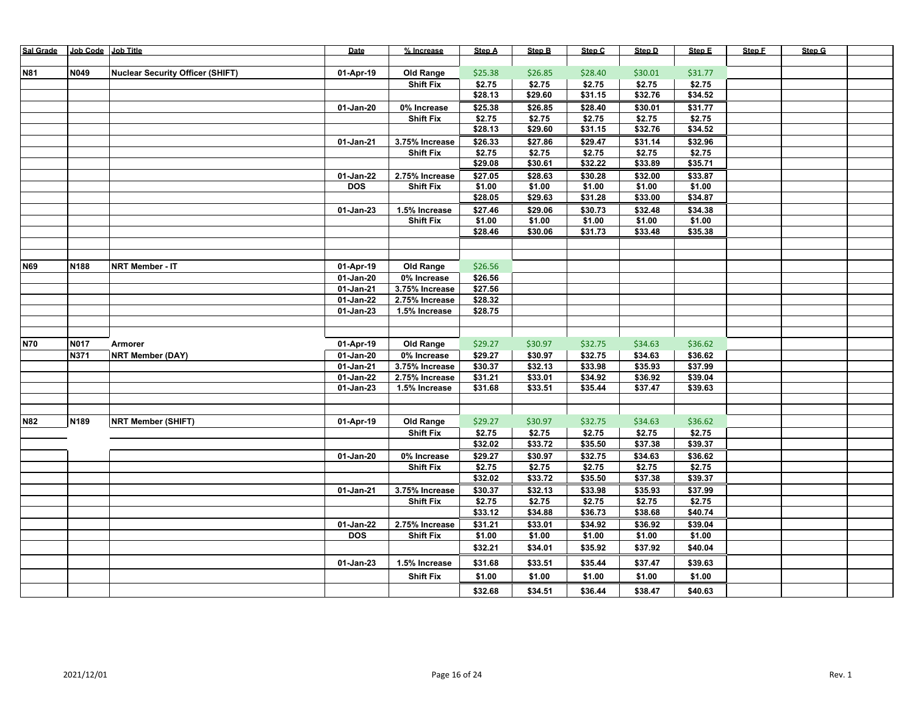| Sal Grade | Job Code | Job Title | Date | % Increase | Step A | Step B | Step C | Step D | Step E | Step F | Step G | |
|---|---|---|---|---|---|---|---|---|---|---|---|---|
| | | | | | | | | | | | | |
| N81 | N049 | Nuclear Security Officer (SHIFT) | 01-Apr-19 | Old Range | $25.38 | $26.85 | $28.40 | $30.01 | $31.77 | | | |
| | | | | Shift Fix | $2.75 | $2.75 | $2.75 | $2.75 | $2.75 | | | |
| | | | | | $28.13 | $29.60 | $31.15 | $32.76 | $34.52 | | | |
| | | | 01-Jan-20 | 0% Increase | $25.38 | $26.85 | $28.40 | $30.01 | $31.77 | | | |
| | | | | Shift Fix | $2.75 | $2.75 | $2.75 | $2.75 | $2.75 | | | |
| | | | | | $28.13 | $29.60 | $31.15 | $32.76 | $34.52 | | | |
| | | | 01-Jan-21 | 3.75% Increase | $26.33 | $27.86 | $29.47 | $31.14 | $32.96 | | | |
| | | | | Shift Fix | $2.75 | $2.75 | $2.75 | $2.75 | $2.75 | | | |
| | | | | | $29.08 | $30.61 | $32.22 | $33.89 | $35.71 | | | |
| | | | 01-Jan-22 | 2.75% Increase | $27.05 | $28.63 | $30.28 | $32.00 | $33.87 | | | |
| | | | DOS | Shift Fix | $1.00 | $1.00 | $1.00 | $1.00 | $1.00 | | | |
| | | | | | $28.05 | $29.63 | $31.28 | $33.00 | $34.87 | | | |
| | | | 01-Jan-23 | 1.5% Increase | $27.46 | $29.06 | $30.73 | $32.48 | $34.38 | | | |
| | | | | Shift Fix | $1.00 | $1.00 | $1.00 | $1.00 | $1.00 | | | |
| | | | | | $28.46 | $30.06 | $31.73 | $33.48 | $35.38 | | | |
| | | | | | | | | | | | | |
| | | | | | | | | | | | | |
| N69 | N188 | NRT Member - IT | 01-Apr-19 | Old Range | $26.56 | | | | | | | |
| | | | 01-Jan-20 | 0% Increase | $26.56 | | | | | | | |
| | | | 01-Jan-21 | 3.75% Increase | $27.56 | | | | | | | |
| | | | 01-Jan-22 | 2.75% Increase | $28.32 | | | | | | | |
| | | | 01-Jan-23 | 1.5% Increase | $28.75 | | | | | | | |
| | | | | | | | | | | | | |
| | | | | | | | | | | | | |
| N70 | N017 | Armorer | 01-Apr-19 | Old Range | $29.27 | $30.97 | $32.75 | $34.63 | $36.62 | | | |
| | N371 | NRT Member (DAY) | 01-Jan-20 | 0% Increase | $29.27 | $30.97 | $32.75 | $34.63 | $36.62 | | | |
| | | | 01-Jan-21 | 3.75% Increase | $30.37 | $32.13 | $33.98 | $35.93 | $37.99 | | | |
| | | | 01-Jan-22 | 2.75% Increase | $31.21 | $33.01 | $34.92 | $36.92 | $39.04 | | | |
| | | | 01-Jan-23 | 1.5% Increase | $31.68 | $33.51 | $35.44 | $37.47 | $39.63 | | | |
| | | | | | | | | | | | | |
| | | | | | | | | | | | | |
| N82 | N189 | NRT Member (SHIFT) | 01-Apr-19 | Old Range | $29.27 | $30.97 | $32.75 | $34.63 | $36.62 | | | |
| | | | | Shift Fix | $2.75 | $2.75 | $2.75 | $2.75 | $2.75 | | | |
| | | | | | $32.02 | $33.72 | $35.50 | $37.38 | $39.37 | | | |
| | | | 01-Jan-20 | 0% Increase | $29.27 | $30.97 | $32.75 | $34.63 | $36.62 | | | |
| | | | | Shift Fix | $2.75 | $2.75 | $2.75 | $2.75 | $2.75 | | | |
| | | | | | $32.02 | $33.72 | $35.50 | $37.38 | $39.37 | | | |
| | | | 01-Jan-21 | 3.75% Increase | $30.37 | $32.13 | $33.98 | $35.93 | $37.99 | | | |
| | | | | Shift Fix | $2.75 | $2.75 | $2.75 | $2.75 | $2.75 | | | |
| | | | | | $33.12 | $34.88 | $36.73 | $38.68 | $40.74 | | | |
| | | | 01-Jan-22 | 2.75% Increase | $31.21 | $33.01 | $34.92 | $36.92 | $39.04 | | | |
| | | | DOS | Shift Fix | $1.00 | $1.00 | $1.00 | $1.00 | $1.00 | | | |
| | | | | | $32.21 | $34.01 | $35.92 | $37.92 | $40.04 | | | |
| | | | 01-Jan-23 | 1.5% Increase | $31.68 | $33.51 | $35.44 | $37.47 | $39.63 | | | |
| | | | | Shift Fix | $1.00 | $1.00 | $1.00 | $1.00 | $1.00 | | | |
| | | | | | $32.68 | $34.51 | $36.44 | $38.47 | $40.63 | | | |

2021/12/01 Rev. 1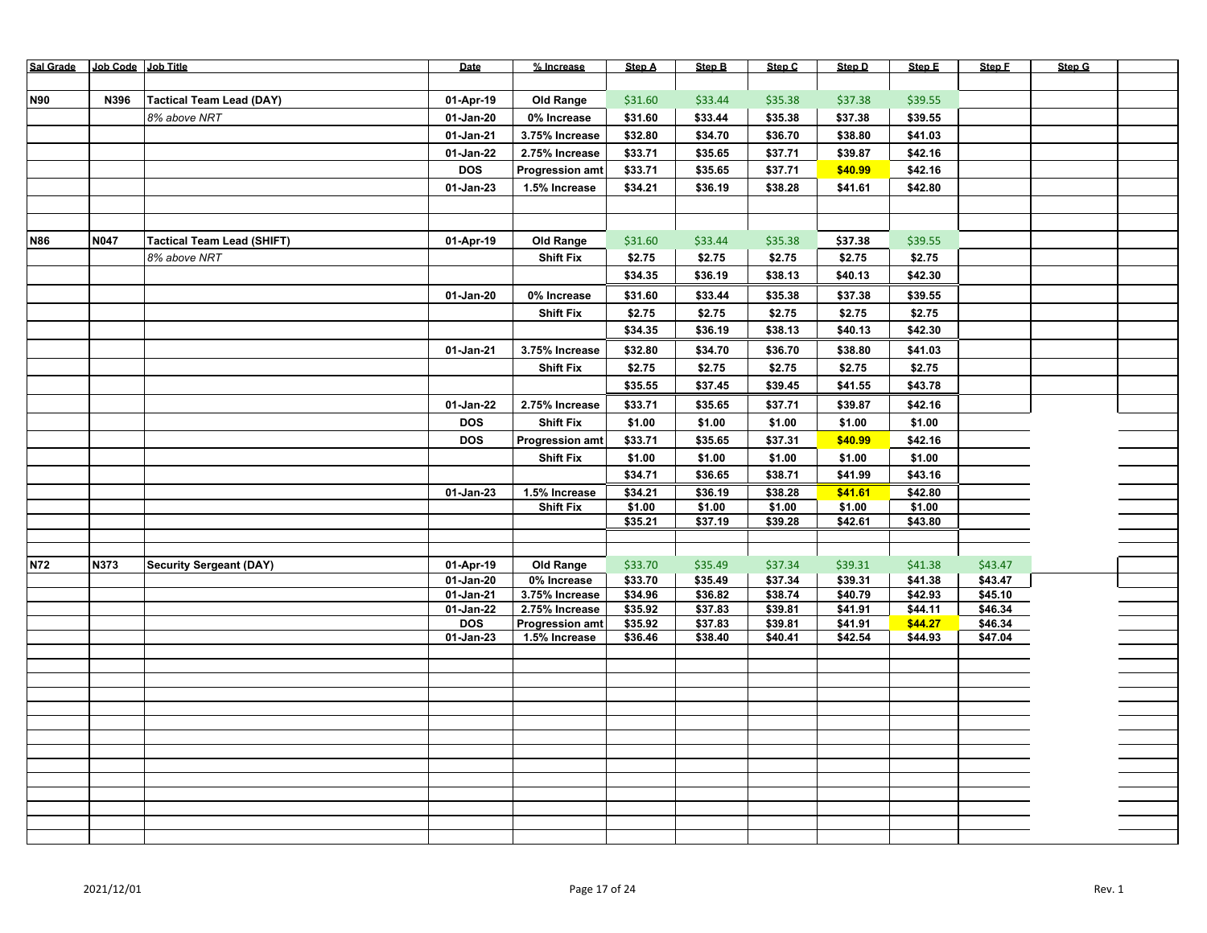| Sal Grade | Job Code | Job Title | Date | % Increase | Step A | Step B | Step C | Step D | Step E | Step F | Step G | |
|---|---|---|---|---|---|---|---|---|---|---|---|---|
| | | | | | | | | | | | | |
| N90 | N396 | **Tactical Team Lead (DAY)** | 01-Apr-19 | Old Range | $31.60 | $33.44 | $35.38 | $37.38 | $39.55 | | | |
| | | *8% above NRT* | 01-Jan-20 | 0% Increase | $31.60 | $33.44 | $35.38 | $37.38 | $39.55 | | | |
| | | | 01-Jan-21 | 3.75% Increase | $32.80 | $34.70 | $36.70 | $38.80 | $41.03 | | | |
| | | | 01-Jan-22 | 2.75% Increase | $33.71 | $35.65 | $37.71 | $39.87 | $42.16 | | | |
| | | | DOS | Progression amt | $33.71 | $35.65 | $37.71 | $40.99 | $42.16 | | | |
| | | | 01-Jan-23 | 1.5% Increase | $34.21 | $36.19 | $38.28 | $41.61 | $42.80 | | | |
| | | | | | | | | | | | | |
| | | | | | | | | | | | | |
| N86 | N047 | **Tactical Team Lead (SHIFT)** | 01-Apr-19 | Old Range | $31.60 | $33.44 | $35.38 | $37.38 | $39.55 | | | |
| | | *8% above NRT* | | Shift Fix | $2.75 | $2.75 | $2.75 | $2.75 | $2.75 | | | |
| | | | | | $34.35 | $36.19 | $38.13 | $40.13 | $42.30 | | | |
| | | | 01-Jan-20 | 0% Increase | $31.60 | $33.44 | $35.38 | $37.38 | $39.55 | | | |
| | | | | Shift Fix | $2.75 | $2.75 | $2.75 | $2.75 | $2.75 | | | |
| | | | | | $34.35 | $36.19 | $38.13 | $40.13 | $42.30 | | | |
| | | | 01-Jan-21 | 3.75% Increase | $32.80 | $34.70 | $36.70 | $38.80 | $41.03 | | | |
| | | | | Shift Fix | $2.75 | $2.75 | $2.75 | $2.75 | $2.75 | | | |
| | | | | | $35.55 | $37.45 | $39.45 | $41.55 | $43.78 | | | |
| | | | 01-Jan-22 | 2.75% Increase | $33.71 | $35.65 | $37.71 | $39.87 | $42.16 | | | |
| | | | DOS | Shift Fix | $1.00 | $1.00 | $1.00 | $1.00 | $1.00 | | | |
| | | | DOS | Progression amt | $33.71 | $35.65 | $37.31 | $40.99 | $42.16 | | | |
| | | | | Shift Fix | $1.00 | $1.00 | $1.00 | $1.00 | $1.00 | | | |
| | | | | | $34.71 | $36.65 | $38.71 | $41.99 | $43.16 | | | |
| | | | 01-Jan-23 | 1.5% Increase | $34.21 | $36.19 | $38.28 | $41.61 | $42.80 | | | |
| | | | | Shift Fix | $1.00 | $1.00 | $1.00 | $1.00 | $1.00 | | | |
| | | | | | $35.21 | $37.19 | $39.28 | $42.61 | $43.80 | | | |
| | | | | | | | | | | | | |
| N72 | N373 | **Security Sergeant (DAY)** | 01-Apr-19 | Old Range | $33.70 | $35.49 | $37.34 | $39.31 | $41.38 | $43.47 | | |
| | | | 01-Jan-20 | 0% Increase | $33.70 | $35.49 | $37.34 | $39.31 | $41.38 | $43.47 | | |
| | | | 01-Jan-21 | 3.75% Increase | $34.96 | $36.82 | $38.74 | $40.79 | $42.93 | $45.10 | | |
| | | | 01-Jan-22 | 2.75% Increase | $35.92 | $37.83 | $39.81 | $41.91 | $44.11 | $46.34 | | |
| | | | DOS | Progression amt | $35.92 | $37.83 | $39.81 | $41.91 | $44.27 | $46.34 | | |
| | | | 01-Jan-23 | 1.5% Increase | $36.46 | $38.40 | $40.41 | $42.54 | $44.93 | $47.04 | | |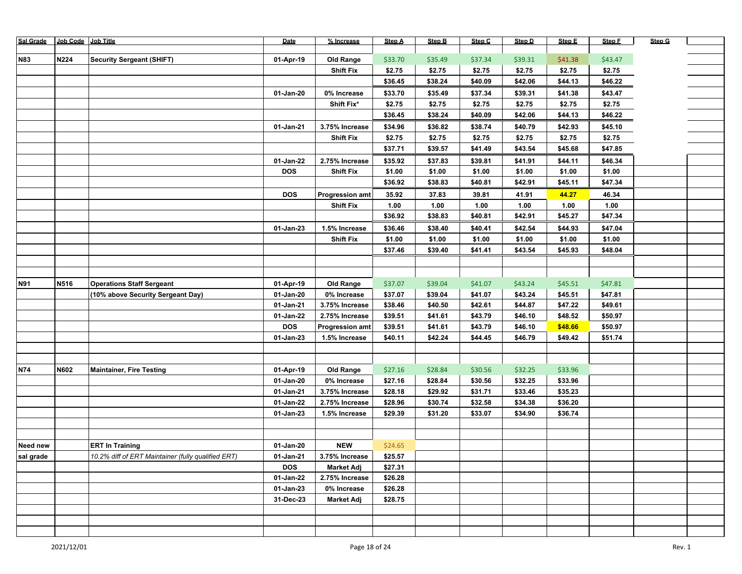| Sal Grade | Job Code | Job Title | Date | % Increase | Step A | Step B | Step C | Step D | Step E | Step F | Step G | |
|---|---|---|---|---|---|---|---|---|---|---|---|---|
| | | | | | | | | | | | | |
| **N83** | **N224** | **Security Sergeant (SHIFT)** | **01-Apr-19** | **Old Range** | $33.70 | $35.49 | $37.34 | $39.31 | $41.38 | $43.47 | | |
| | | | | **Shift Fix** | **$2.75** | **$2.75** | **$2.75** | **$2.75** | **$2.75** | **$2.75** | | |
| | | | | | **$36.45** | **$38.24** | **$40.09** | **$42.06** | **$44.13** | **$46.22** | | |
| | | | **01-Jan-20** | **0% Increase** | **$33.70** | **$35.49** | **$37.34** | **$39.31** | **$41.38** | **$43.47** | | |
| | | | | **Shift Fix*** | **$2.75** | **$2.75** | **$2.75** | **$2.75** | **$2.75** | **$2.75** | | |
| | | | | | **$36.45** | **$38.24** | **$40.09** | **$42.06** | **$44.13** | **$46.22** | | |
| | | | **01-Jan-21** | **3.75% Increase** | **$34.96** | **$36.82** | **$38.74** | **$40.79** | **$42.93** | **$45.10** | | |
| | | | | **Shift Fix** | **$2.75** | **$2.75** | **$2.75** | **$2.75** | **$2.75** | **$2.75** | | |
| | | | | | **$37.71** | **$39.57** | **$41.49** | **$43.54** | **$45.68** | **$47.85** | | |
| | | | **01-Jan-22** | **2.75% Increase** | **$35.92** | **$37.83** | **$39.81** | **$41.91** | **$44.11** | **$46.34** | | |
| | | | **DOS** | **Shift Fix** | **$1.00** | **$1.00** | **$1.00** | **$1.00** | **$1.00** | **$1.00** | | |
| | | | | | **$36.92** | **$38.83** | **$40.81** | **$42.91** | **$45.11** | **$47.34** | | |
| | | | **DOS** | **Progression amt** | **35.92** | **37.83** | **39.81** | **41.91** | **44.27** | **46.34** | | |
| | | | | **Shift Fix** | **1.00** | **1.00** | **1.00** | **1.00** | **1.00** | **1.00** | | |
| | | | | | **$36.92** | **$38.83** | **$40.81** | **$42.91** | **$45.27** | **$47.34** | | |
| | | | **01-Jan-23** | **1.5% Increase** | **$36.46** | **$38.40** | **$40.41** | **$42.54** | **$44.93** | **$47.04** | | |
| | | | | **Shift Fix** | **$1.00** | **$1.00** | **$1.00** | **$1.00** | **$1.00** | **$1.00** | | |
| | | | | | **$37.46** | **$39.40** | **$41.41** | **$43.54** | **$45.93** | **$48.04** | | |
| | | | | | | | | | | | | |
| | | | | | | | | | | | | |
| **N91** | **N516** | **Operations Staff Sergeant** | **01-Apr-19** | **Old Range** | $37.07 | $39.04 | $41.07 | $43.24 | $45.51 | $47.81 | | |
| | | **(10% above Security Sergeant Day)** | **01-Jan-20** | **0% Increase** | **$37.07** | **$39.04** | **$41.07** | **$43.24** | **$45.51** | **$47.81** | | |
| | | | **01-Jan-21** | **3.75% Increase** | **$38.46** | **$40.50** | **$42.61** | **$44.87** | **$47.22** | **$49.61** | | |
| | | | **01-Jan-22** | **2.75% Increase** | **$39.51** | **$41.61** | **$43.79** | **$46.10** | **$48.52** | **$50.97** | | |
| | | | **DOS** | **Progression amt** | **$39.51** | **$41.61** | **$43.79** | **$46.10** | **$48.66** | **$50.97** | | |
| | | | **01-Jan-23** | **1.5% Increase** | **$40.11** | **$42.24** | **$44.45** | **$46.79** | **$49.42** | **$51.74** | | |
| | | | | | | | | | | | | |
| | | | | | | | | | | | | |
| **N74** | **N602** | **Maintainer, Fire Testing** | **01-Apr-19** | **Old Range** | $27.16 | $28.84 | $30.56 | $32.25 | $33.96 | | | |
| | | | **01-Jan-20** | **0% Increase** | **$27.16** | **$28.84** | **$30.56** | **$32.25** | **$33.96** | | | |
| | | | **01-Jan-21** | **3.75% Increase** | **$28.18** | **$29.92** | **$31.71** | **$33.46** | **$35.23** | | | |
| | | | **01-Jan-22** | **2.75% Increase** | **$28.96** | **$30.74** | **$32.58** | **$34.38** | **$36.20** | | | |
| | | | **01-Jan-23** | **1.5% Increase** | **$29.39** | **$31.20** | **$33.07** | **$34.90** | **$36.74** | | | |
| | | | | | | | | | | | | |
| | | | | | | | | | | | | |
| **Need new** | | **ERT In Training** | **01-Jan-20** | **NEW** | $24.65 | | | | | | | |
| **sal grade** | | *10.2% diff of ERT Maintainer (fully qualified ERT)* | **01-Jan-21** | **3.75% Increase** | **$25.57** | | | | | | | |
| | | | **DOS** | **Market Adj** | **$27.31** | | | | | | | |
| | | | **01-Jan-22** | **2.75% Increase** | **$26.28** | | | | | | | |
| | | | **01-Jan-23** | **0% Increase** | **$26.28** | | | | | | | |
| | | | **31-Dec-23** | **Market Adj** | **$28.75** | | | | | | | |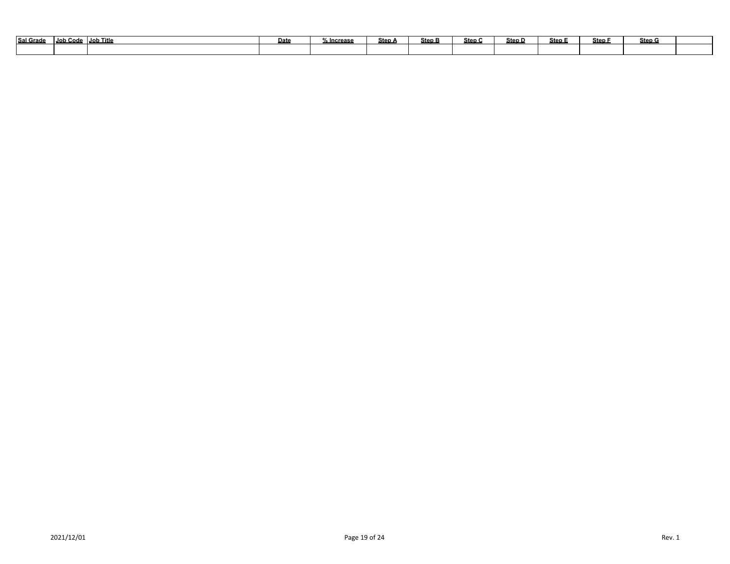| Sal Grade | Job Code | Job Title | Date | % Increase | Step A | Step B | Step C | Step D | Step E | Step F | Step G | |
|---|---|---|---|---|---|---|---|---|---|---|---|---|
| | | | | | | | | | | | | |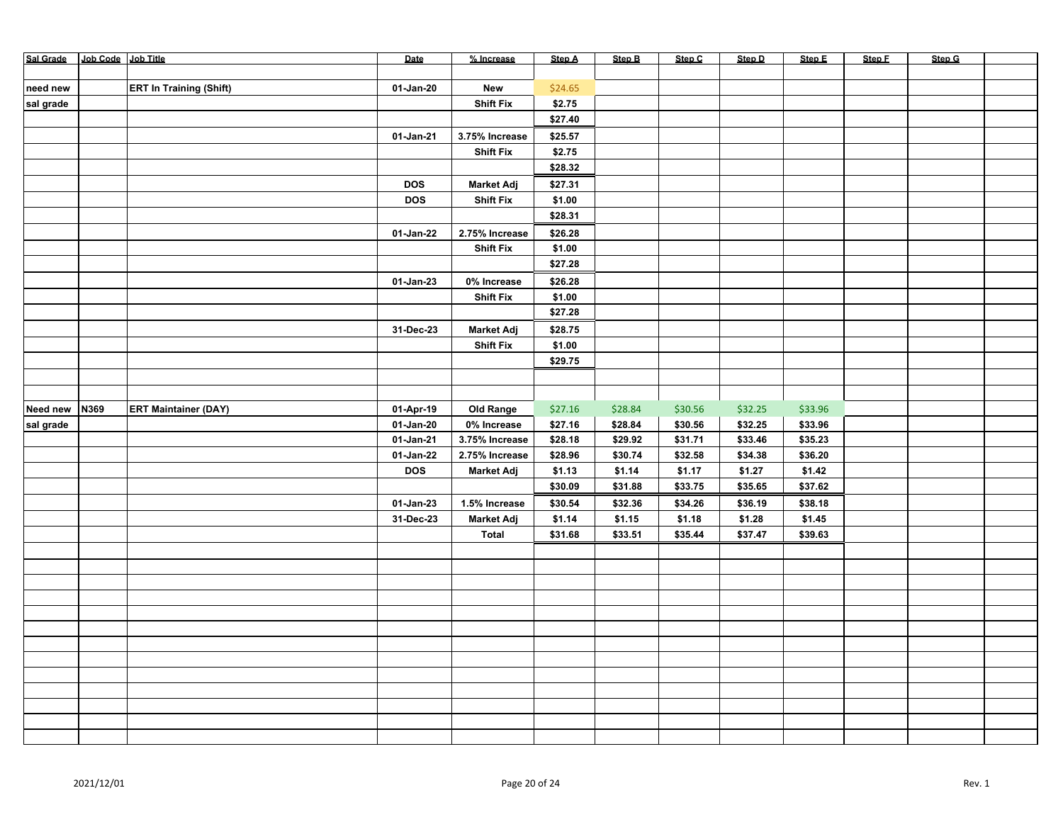| Sal Grade | Job Code | Job Title | Date | % Increase | Step A | Step B | Step C | Step D | Step E | Step F | Step G | |
|---|---|---|---|---|---|---|---|---|---|---|---|---|
| | | | | | | | | | | | | |
| need new | | ERT In Training (Shift) | 01-Jan-20 | New | $24.65 | | | | | | | |
| sal grade | | | | Shift Fix | $2.75 | | | | | | | |
| | | | | | $27.40 | | | | | | | |
| | | | 01-Jan-21 | 3.75% Increase | $25.57 | | | | | | | |
| | | | | Shift Fix | $2.75 | | | | | | | |
| | | | | | $28.32 | | | | | | | |
| | | | DOS | Market Adj | $27.31 | | | | | | | |
| | | | DOS | Shift Fix | $1.00 | | | | | | | |
| | | | | | $28.31 | | | | | | | |
| | | | 01-Jan-22 | 2.75% Increase | $26.28 | | | | | | | |
| | | | | Shift Fix | $1.00 | | | | | | | |
| | | | | | $27.28 | | | | | | | |
| | | | 01-Jan-23 | 0% Increase | $26.28 | | | | | | | |
| | | | | Shift Fix | $1.00 | | | | | | | |
| | | | | | $27.28 | | | | | | | |
| | | | 31-Dec-23 | Market Adj | $28.75 | | | | | | | |
| | | | | Shift Fix | $1.00 | | | | | | | |
| | | | | | $29.75 | | | | | | | |
| | | | | | | | | | | | | |
| | | | | | | | | | | | | |
| Need new | N369 | ERT Maintainer (DAY) | 01-Apr-19 | Old Range | $27.16 | $28.84 | $30.56 | $32.25 | $33.96 | | | |
| sal grade | | | 01-Jan-20 | 0% Increase | $27.16 | $28.84 | $30.56 | $32.25 | $33.96 | | | |
| | | | 01-Jan-21 | 3.75% Increase | $28.18 | $29.92 | $31.71 | $33.46 | $35.23 | | | |
| | | | 01-Jan-22 | 2.75% Increase | $28.96 | $30.74 | $32.58 | $34.38 | $36.20 | | | |
| | | | DOS | Market Adj | $1.13 | $1.14 | $1.17 | $1.27 | $1.42 | | | |
| | | | | | $30.09 | $31.88 | $33.75 | $35.65 | $37.62 | | | |
| | | | 01-Jan-23 | 1.5% Increase | $30.54 | $32.36 | $34.26 | $36.19 | $38.18 | | | |
| | | | 31-Dec-23 | Market Adj | $1.14 | $1.15 | $1.18 | $1.28 | $1.45 | | | |
| | | | | Total | $31.68 | $33.51 | $35.44 | $37.47 | $39.63 | | | |

2021/12/01

Rev. 1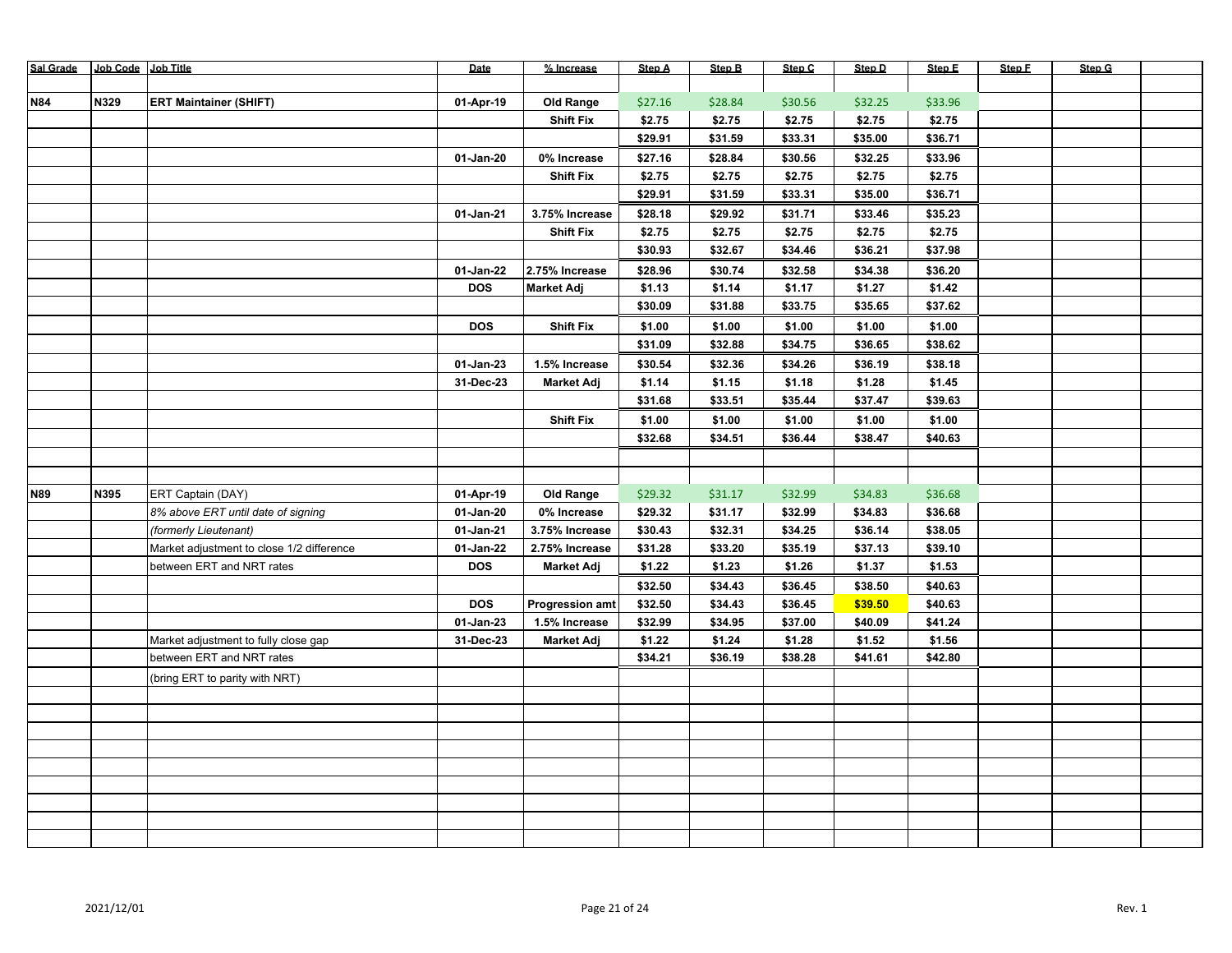| Sal Grade | Job Code | Job Title | Date | % Increase | Step A | Step B | Step C | Step D | Step E | Step F | Step G | |
|---|---|---|---|---|---|---|---|---|---|---|---|---|
| | | | | | | | | | | | | |
| **N84** | **N329** | **ERT Maintainer (SHIFT)** | **01-Apr-19** | **Old Range** | $27.16 | $28.84 | $30.56 | $32.25 | $33.96 | | | |
| | | | | **Shift Fix** | **$2.75** | **$2.75** | **$2.75** | **$2.75** | **$2.75** | | | |
| | | | | | **$29.91** | **$31.59** | **$33.31** | **$35.00** | **$36.71** | | | |
| | | | **01-Jan-20** | **0% Increase** | **$27.16** | **$28.84** | **$30.56** | **$32.25** | **$33.96** | | | |
| | | | | **Shift Fix** | **$2.75** | **$2.75** | **$2.75** | **$2.75** | **$2.75** | | | |
| | | | | | **$29.91** | **$31.59** | **$33.31** | **$35.00** | **$36.71** | | | |
| | | | **01-Jan-21** | **3.75% Increase** | **$28.18** | **$29.92** | **$31.71** | **$33.46** | **$35.23** | | | |
| | | | | **Shift Fix** | **$2.75** | **$2.75** | **$2.75** | **$2.75** | **$2.75** | | | |
| | | | | | **$30.93** | **$32.67** | **$34.46** | **$36.21** | **$37.98** | | | |
| | | | **01-Jan-22** | **2.75% Increase** | **$28.96** | **$30.74** | **$32.58** | **$34.38** | **$36.20** | | | |
| | | | **DOS** | **Market Adj** | **$1.13** | **$1.14** | **$1.17** | **$1.27** | **$1.42** | | | |
| | | | | | **$30.09** | **$31.88** | **$33.75** | **$35.65** | **$37.62** | | | |
| | | | **DOS** | **Shift Fix** | **$1.00** | **$1.00** | **$1.00** | **$1.00** | **$1.00** | | | |
| | | | | | **$31.09** | **$32.88** | **$34.75** | **$36.65** | **$38.62** | | | |
| | | | **01-Jan-23** | **1.5% Increase** | **$30.54** | **$32.36** | **$34.26** | **$36.19** | **$38.18** | | | |
| | | | **31-Dec-23** | **Market Adj** | **$1.14** | **$1.15** | **$1.18** | **$1.28** | **$1.45** | | | |
| | | | | | **$31.68** | **$33.51** | **$35.44** | **$37.47** | **$39.63** | | | |
| | | | | **Shift Fix** | **$1.00** | **$1.00** | **$1.00** | **$1.00** | **$1.00** | | | |
| | | | | | **$32.68** | **$34.51** | **$36.44** | **$38.47** | **$40.63** | | | |
| | | | | | | | | | | | | |
| | | | | | | | | | | | | |
| **N89** | **N395** | ERT Captain (DAY) | **01-Apr-19** | **Old Range** | $29.32 | $31.17 | $32.99 | $34.83 | $36.68 | | | |
| | | *8% above ERT until date of signing* | **01-Jan-20** | **0% Increase** | **$29.32** | **$31.17** | **$32.99** | **$34.83** | **$36.68** | | | |
| | | *(formerly Lieutenant)* | **01-Jan-21** | **3.75% Increase** | **$30.43** | **$32.31** | **$34.25** | **$36.14** | **$38.05** | | | |
| | | Market adjustment to close 1/2 difference | **01-Jan-22** | **2.75% Increase** | **$31.28** | **$33.20** | **$35.19** | **$37.13** | **$39.10** | | | |
| | | between ERT and NRT rates | **DOS** | **Market Adj** | **$1.22** | **$1.23** | **$1.26** | **$1.37** | **$1.53** | | | |
| | | | | | **$32.50** | **$34.43** | **$36.45** | **$38.50** | **$40.63** | | | |
| | | | **DOS** | **Progression amt** | **$32.50** | **$34.43** | **$36.45** | **$39.50** | **$40.63** | | | |
| | | | **01-Jan-23** | **1.5% Increase** | **$32.99** | **$34.95** | **$37.00** | **$40.09** | **$41.24** | | | |
| | | Market adjustment to fully close gap | **31-Dec-23** | **Market Adj** | **$1.22** | **$1.24** | **$1.28** | **$1.52** | **$1.56** | | | |
| | | between ERT and NRT rates | | | **$34.21** | **$36.19** | **$38.28** | **$41.61** | **$42.80** | | | |
| | | (bring ERT to parity with NRT) | | | | | | | | | | |

2021/12/01 Rev. 1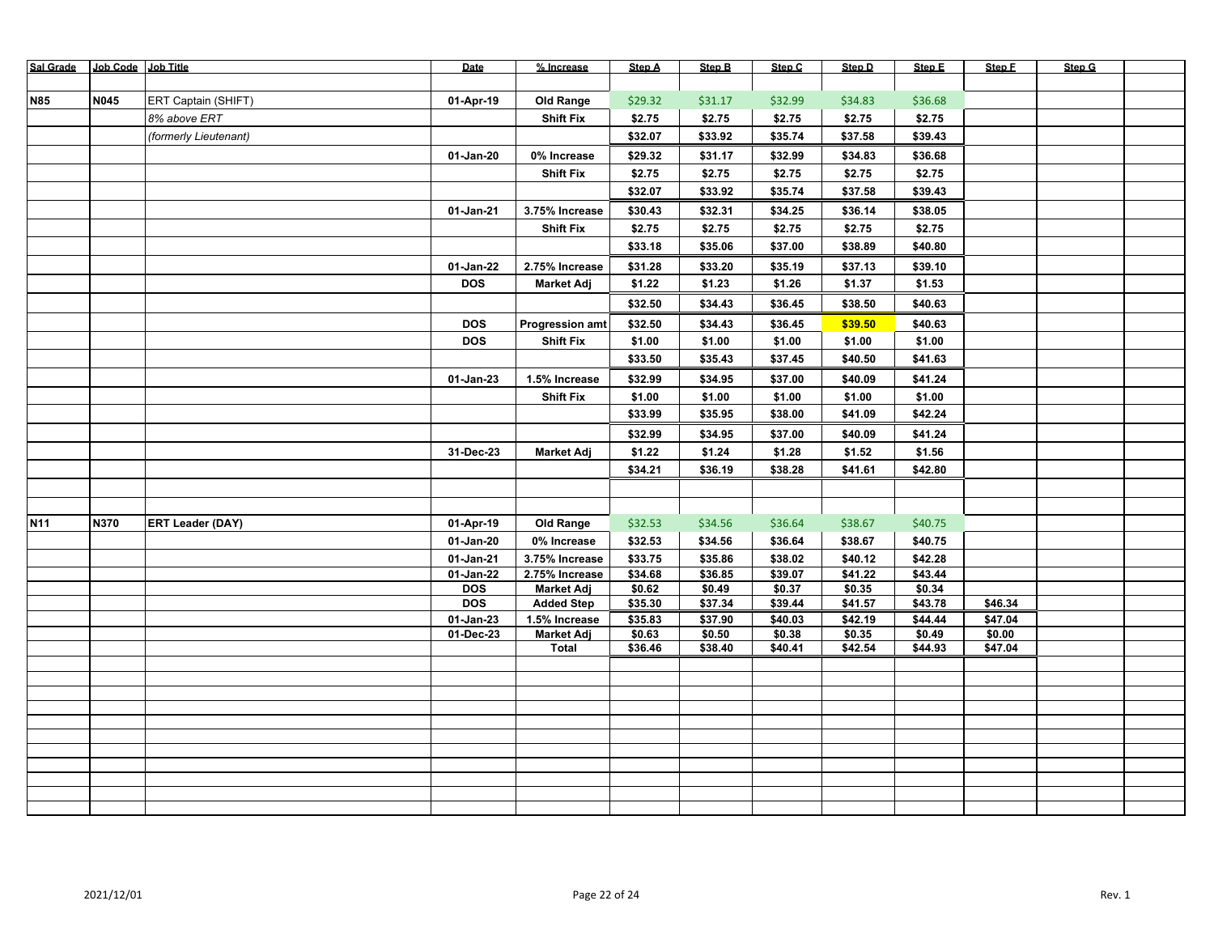| Sal Grade | Job Code | Job Title | Date | % Increase | Step A | Step B | Step C | Step D | Step E | Step F | Step G | |
|---|---|---|---|---|---|---|---|---|---|---|---|---|
| | | | | | | | | | | | | |
| **N85** | **N045** | ERT Captain (SHIFT) | **01-Apr-19** | **Old Range** | $29.32 | $31.17 | $32.99 | $34.83 | $36.68 | | | |
| | | *8% above ERT* | | **Shift Fix** | **$2.75** | **$2.75** | **$2.75** | **$2.75** | **$2.75** | | | |
| | | *(formerly Lieutenant)* | | | **$32.07** | **$33.92** | **$35.74** | **$37.58** | **$39.43** | | | |
| | | | **01-Jan-20** | **0% Increase** | **$29.32** | **$31.17** | **$32.99** | **$34.83** | **$36.68** | | | |
| | | | | **Shift Fix** | **$2.75** | **$2.75** | **$2.75** | **$2.75** | **$2.75** | | | |
| | | | | | **$32.07** | **$33.92** | **$35.74** | **$37.58** | **$39.43** | | | |
| | | | **01-Jan-21** | **3.75% Increase** | **$30.43** | **$32.31** | **$34.25** | **$36.14** | **$38.05** | | | |
| | | | | **Shift Fix** | **$2.75** | **$2.75** | **$2.75** | **$2.75** | **$2.75** | | | |
| | | | | | **$33.18** | **$35.06** | **$37.00** | **$38.89** | **$40.80** | | | |
| | | | **01-Jan-22** | **2.75% Increase** | **$31.28** | **$33.20** | **$35.19** | **$37.13** | **$39.10** | | | |
| | | | **DOS** | **Market Adj** | **$1.22** | **$1.23** | **$1.26** | **$1.37** | **$1.53** | | | |
| | | | | | **$32.50** | **$34.43** | **$36.45** | **$38.50** | **$40.63** | | | |
| | | | **DOS** | **Progression amt** | **$32.50** | **$34.43** | **$36.45** | **$39.50** | **$40.63** | | | |
| | | | **DOS** | **Shift Fix** | **$1.00** | **$1.00** | **$1.00** | **$1.00** | **$1.00** | | | |
| | | | | | **$33.50** | **$35.43** | **$37.45** | **$40.50** | **$41.63** | | | |
| | | | **01-Jan-23** | **1.5% Increase** | **$32.99** | **$34.95** | **$37.00** | **$40.09** | **$41.24** | | | |
| | | | | **Shift Fix** | **$1.00** | **$1.00** | **$1.00** | **$1.00** | **$1.00** | | | |
| | | | | | **$33.99** | **$35.95** | **$38.00** | **$41.09** | **$42.24** | | | |
| | | | | | **$32.99** | **$34.95** | **$37.00** | **$40.09** | **$41.24** | | | |
| | | | **31-Dec-23** | **Market Adj** | **$1.22** | **$1.24** | **$1.28** | **$1.52** | **$1.56** | | | |
| | | | | | **$34.21** | **$36.19** | **$38.28** | **$41.61** | **$42.80** | | | |
| | | | | | | | | | | | | |
| | | | | | | | | | | | | |
| **N11** | **N370** | **ERT Leader (DAY)** | **01-Apr-19** | **Old Range** | $32.53 | $34.56 | $36.64 | $38.67 | $40.75 | | | |
| | | | **01-Jan-20** | **0% Increase** | **$32.53** | **$34.56** | **$36.64** | **$38.67** | **$40.75** | | | |
| | | | **01-Jan-21** | **3.75% Increase** | **$33.75** | **$35.86** | **$38.02** | **$40.12** | **$42.28** | | | |
| | | | **01-Jan-22** | **2.75% Increase** | **$34.68** | **$36.85** | **$39.07** | **$41.22** | **$43.44** | | | |
| | | | **DOS** | **Market Adj** | **$0.62** | **$0.49** | **$0.37** | **$0.35** | **$0.34** | | | |
| | | | **DOS** | **Added Step** | **$35.30** | **$37.34** | **$39.44** | **$41.57** | **$43.78** | **$46.34** | | |
| | | | **01-Jan-23** | **1.5% Increase** | **$35.83** | **$37.90** | **$40.03** | **$42.19** | **$44.44** | **$47.04** | | |
| | | | **01-Dec-23** | **Market Adj** | **$0.63** | **$0.50** | **$0.38** | **$0.35** | **$0.49** | **$0.00** | | |
| | | | | **Total** | **$36.46** | **$38.40** | **$40.41** | **$42.54** | **$44.93** | **$47.04** | | |

2021/12/01 Rev. 1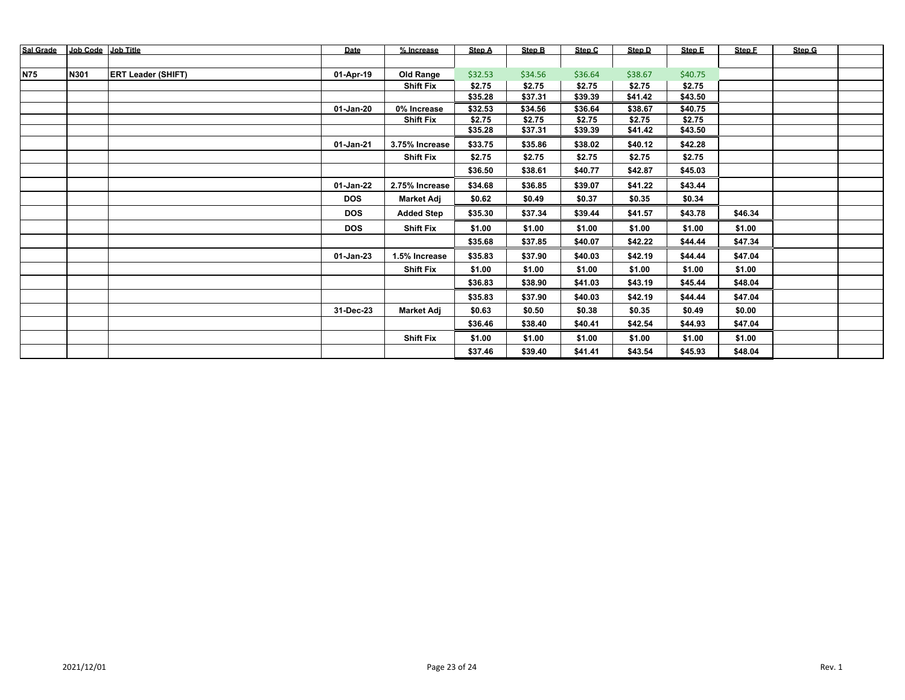| Sal Grade | Job Code | Job Title | Date | % Increase | Step A | Step B | Step C | Step D | Step E | Step F | Step G | |
|---|---|---|---|---|---|---|---|---|---|---|---|---|
| | | | | | | | | | | | | |
| N75 | N301 | ERT Leader (SHIFT) | 01-Apr-19 | Old Range | $32.53 | $34.56 | $36.64 | $38.67 | $40.75 | | | |
| | | | | Shift Fix | $2.75 | $2.75 | $2.75 | $2.75 | $2.75 | | | |
| | | | | | $35.28 | $37.31 | $39.39 | $41.42 | $43.50 | | | |
| | | | 01-Jan-20 | 0% Increase | $32.53 | $34.56 | $36.64 | $38.67 | $40.75 | | | |
| | | | | Shift Fix | $2.75 | $2.75 | $2.75 | $2.75 | $2.75 | | | |
| | | | | | $35.28 | $37.31 | $39.39 | $41.42 | $43.50 | | | |
| | | | 01-Jan-21 | 3.75% Increase | $33.75 | $35.86 | $38.02 | $40.12 | $42.28 | | | |
| | | | | Shift Fix | $2.75 | $2.75 | $2.75 | $2.75 | $2.75 | | | |
| | | | | | $36.50 | $38.61 | $40.77 | $42.87 | $45.03 | | | |
| | | | 01-Jan-22 | 2.75% Increase | $34.68 | $36.85 | $39.07 | $41.22 | $43.44 | | | |
| | | | DOS | Market Adj | $0.62 | $0.49 | $0.37 | $0.35 | $0.34 | | | |
| | | | DOS | Added Step | $35.30 | $37.34 | $39.44 | $41.57 | $43.78 | $46.34 | | |
| | | | DOS | Shift Fix | $1.00 | $1.00 | $1.00 | $1.00 | $1.00 | $1.00 | | |
| | | | | | $35.68 | $37.85 | $40.07 | $42.22 | $44.44 | $47.34 | | |
| | | | 01-Jan-23 | 1.5% Increase | $35.83 | $37.90 | $40.03 | $42.19 | $44.44 | $47.04 | | |
| | | | | Shift Fix | $1.00 | $1.00 | $1.00 | $1.00 | $1.00 | $1.00 | | |
| | | | | | $36.83 | $38.90 | $41.03 | $43.19 | $45.44 | $48.04 | | |
| | | | | | $35.83 | $37.90 | $40.03 | $42.19 | $44.44 | $47.04 | | |
| | | | 31-Dec-23 | Market Adj | $0.63 | $0.50 | $0.38 | $0.35 | $0.49 | $0.00 | | |
| | | | | | $36.46 | $38.40 | $40.41 | $42.54 | $44.93 | $47.04 | | |
| | | | | Shift Fix | $1.00 | $1.00 | $1.00 | $1.00 | $1.00 | $1.00 | | |
| | | | | | $37.46 | $39.40 | $41.41 | $43.54 | $45.93 | $48.04 | | |

2021/12/01 Rev. 1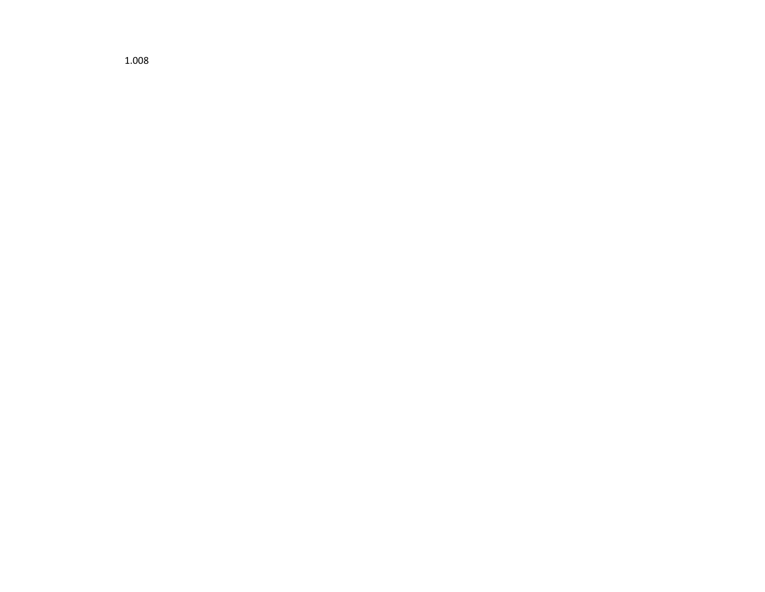1.008